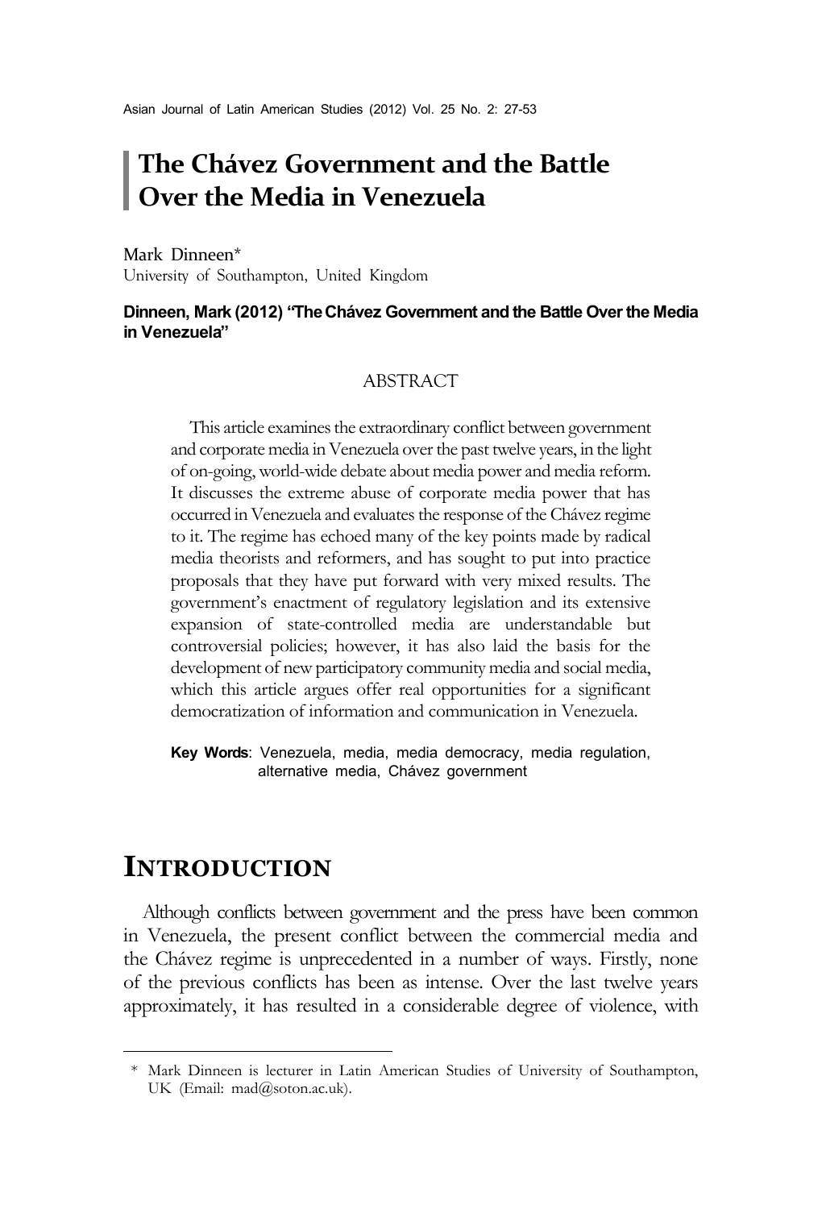# The Chávez Government and the Battle Over the Media in Venezuela

Mark Dinneen*

University of Southampton, United Kingdom

**Dinneen, Mark (2012) "The Chávez Government and the Battle Over the Media in Venezuela"**

## ABSTRACT

This article examines the extraordinary conflict between government and corporate media in Venezuela over the past twelve years, in the light of on-going, world-wide debate about media power and media reform. It discusses the extreme abuse of corporate media power that has occurred in Venezuela and evaluates the response of the Chávez regime to it. The regime has echoed many of the key points made by radical media theorists and reformers, and has sought to put into practice proposals that they have put forward with very mixed results. The government's enactment of regulatory legislation and its extensive expansion of state-controlled media are understandable but controversial policies; however, it has also laid the basis for the development of new participatory community media and social media, which this article argues offer real opportunities for a significant democratization of information and communication in Venezuela.

**Key Words**: Venezuela, media, media democracy, media regulation, alternative media, Chávez government

## INTRODUCTION

Although conflicts between government and the press have been common in Venezuela, the present conflict between the commercial media and the Chávez regime is unprecedented in a number of ways. Firstly, none of the previous conflicts has been as intense. Over the last twelve years approximately, it has resulted in a considerable degree of violence, with

---

\* Mark Dinneen is lecturer in Latin American Studies of University of Southampton, UK (Email: mad@soton.ac.uk).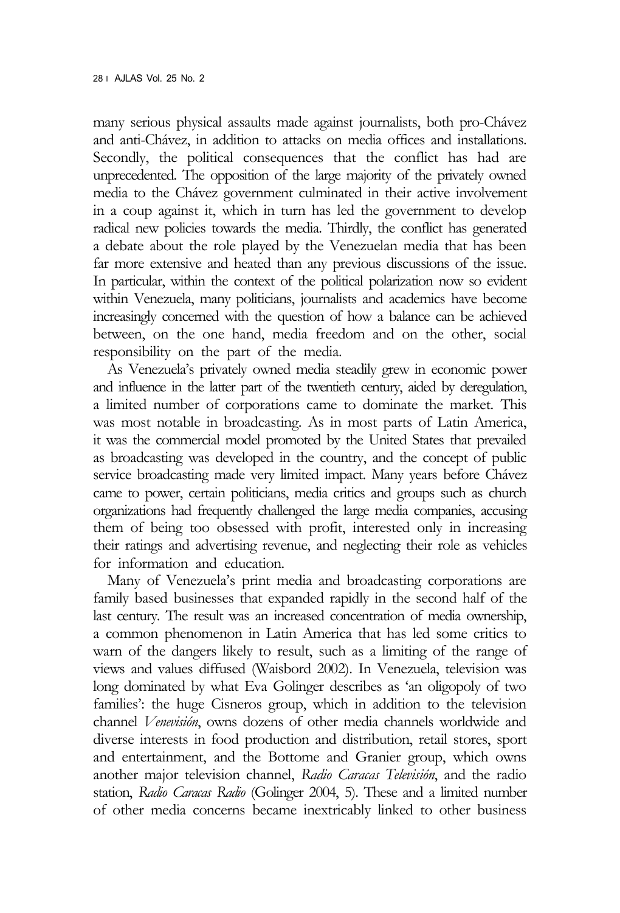many serious physical assaults made against journalists, both pro-Chávez and anti-Chávez, in addition to attacks on media offices and installations. Secondly, the political consequences that the conflict has had are unprecedented. The opposition of the large majority of the privately owned media to the Chávez government culminated in their active involvement in a coup against it, which in turn has led the government to develop radical new policies towards the media. Thirdly, the conflict has generated a debate about the role played by the Venezuelan media that has been far more extensive and heated than any previous discussions of the issue. In particular, within the context of the political polarization now so evident within Venezuela, many politicians, journalists and academics have become increasingly concerned with the question of how a balance can be achieved between, on the one hand, media freedom and on the other, social responsibility on the part of the media.

As Venezuela's privately owned media steadily grew in economic power and influence in the latter part of the twentieth century, aided by deregulation, a limited number of corporations came to dominate the market. This was most notable in broadcasting. As in most parts of Latin America, it was the commercial model promoted by the United States that prevailed as broadcasting was developed in the country, and the concept of public service broadcasting made very limited impact. Many years before Chávez came to power, certain politicians, media critics and groups such as church organizations had frequently challenged the large media companies, accusing them of being too obsessed with profit, interested only in increasing their ratings and advertising revenue, and neglecting their role as vehicles for information and education.

Many of Venezuela's print media and broadcasting corporations are family based businesses that expanded rapidly in the second half of the last century. The result was an increased concentration of media ownership, a common phenomenon in Latin America that has led some critics to warn of the dangers likely to result, such as a limiting of the range of views and values diffused (Waisbord 2002). In Venezuela, television was long dominated by what Eva Golinger describes as 'an oligopoly of two families': the huge Cisneros group, which in addition to the television channel *Venevisión*, owns dozens of other media channels worldwide and diverse interests in food production and distribution, retail stores, sport and entertainment, and the Bottome and Granier group, which owns another major television channel, *Radio Caracas Televisión*, and the radio station, *Radio Caracas Radio* (Golinger 2004, 5). These and a limited number of other media concerns became inextricably linked to other business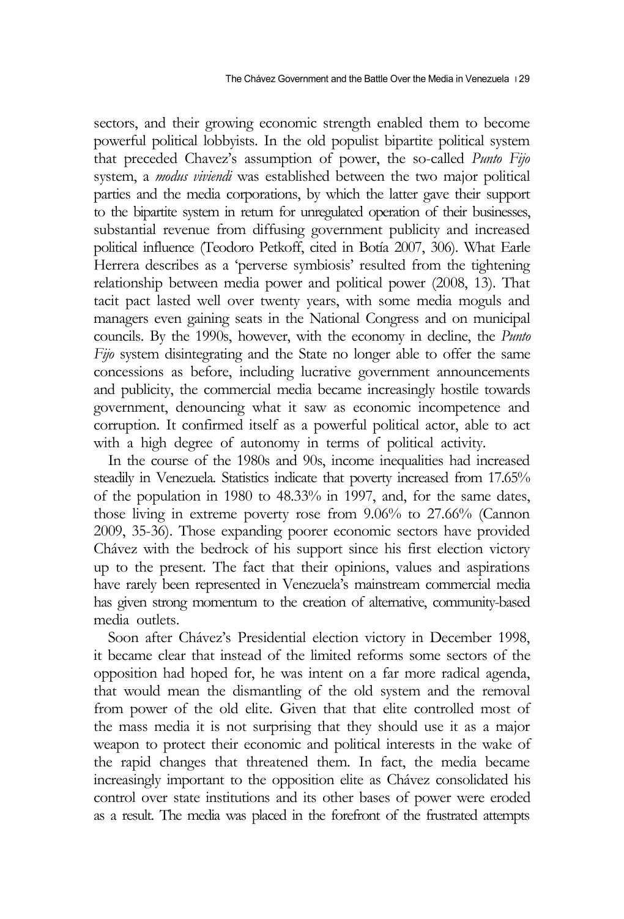sectors, and their growing economic strength enabled them to become powerful political lobbyists. In the old populist bipartite political system that preceded Chavez's assumption of power, the so-called *Punto Fijo* system, a *modus viviendi* was established between the two major political parties and the media corporations, by which the latter gave their support to the bipartite system in return for unregulated operation of their businesses, substantial revenue from diffusing government publicity and increased political influence (Teodoro Petkoff, cited in Botía 2007, 306). What Earle Herrera describes as a 'perverse symbiosis' resulted from the tightening relationship between media power and political power (2008, 13). That tacit pact lasted well over twenty years, with some media moguls and managers even gaining seats in the National Congress and on municipal councils. By the 1990s, however, with the economy in decline, the *Punto Fijo* system disintegrating and the State no longer able to offer the same concessions as before, including lucrative government announcements and publicity, the commercial media became increasingly hostile towards government, denouncing what it saw as economic incompetence and corruption. It confirmed itself as a powerful political actor, able to act with a high degree of autonomy in terms of political activity.

In the course of the 1980s and 90s, income inequalities had increased steadily in Venezuela. Statistics indicate that poverty increased from 17.65% of the population in 1980 to 48.33% in 1997, and, for the same dates, those living in extreme poverty rose from 9.06% to 27.66% (Cannon 2009, 35-36). Those expanding poorer economic sectors have provided Chávez with the bedrock of his support since his first election victory up to the present. The fact that their opinions, values and aspirations have rarely been represented in Venezuela's mainstream commercial media has given strong momentum to the creation of alternative, community-based media outlets.

Soon after Chávez's Presidential election victory in December 1998, it became clear that instead of the limited reforms some sectors of the opposition had hoped for, he was intent on a far more radical agenda, that would mean the dismantling of the old system and the removal from power of the old elite. Given that that elite controlled most of the mass media it is not surprising that they should use it as a major weapon to protect their economic and political interests in the wake of the rapid changes that threatened them. In fact, the media became increasingly important to the opposition elite as Chávez consolidated his control over state institutions and its other bases of power were eroded as a result. The media was placed in the forefront of the frustrated attempts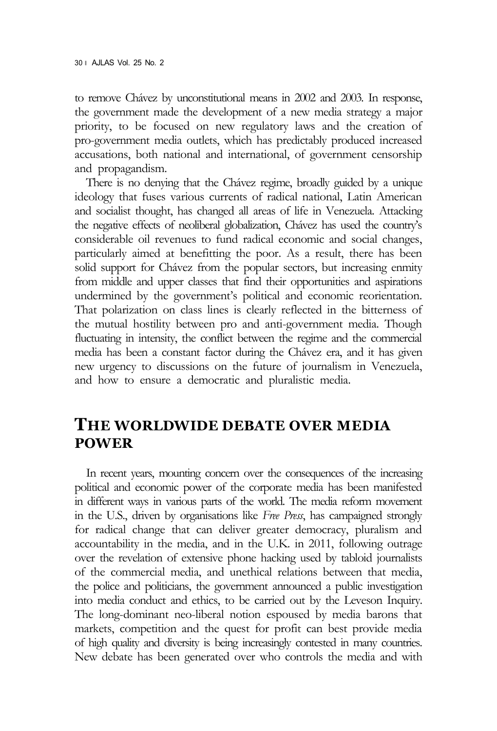to remove Chávez by unconstitutional means in 2002 and 2003. In response, the government made the development of a new media strategy a major priority, to be focused on new regulatory laws and the creation of pro-government media outlets, which has predictably produced increased accusations, both national and international, of government censorship and propagandism.

There is no denying that the Chávez regime, broadly guided by a unique ideology that fuses various currents of radical national, Latin American and socialist thought, has changed all areas of life in Venezuela. Attacking the negative effects of neoliberal globalization, Chávez has used the country's considerable oil revenues to fund radical economic and social changes, particularly aimed at benefitting the poor. As a result, there has been solid support for Chávez from the popular sectors, but increasing enmity from middle and upper classes that find their opportunities and aspirations undermined by the government's political and economic reorientation. That polarization on class lines is clearly reflected in the bitterness of the mutual hostility between pro and anti-government media. Though fluctuating in intensity, the conflict between the regime and the commercial media has been a constant factor during the Chávez era, and it has given new urgency to discussions on the future of journalism in Venezuela, and how to ensure a democratic and pluralistic media.

## THE WORLDWIDE DEBATE OVER MEDIA POWER

In recent years, mounting concern over the consequences of the increasing political and economic power of the corporate media has been manifested in different ways in various parts of the world. The media reform movement in the U.S., driven by organisations like *Free Press*, has campaigned strongly for radical change that can deliver greater democracy, pluralism and accountability in the media, and in the U.K. in 2011, following outrage over the revelation of extensive phone hacking used by tabloid journalists of the commercial media, and unethical relations between that media, the police and politicians, the government announced a public investigation into media conduct and ethics, to be carried out by the Leveson Inquiry. The long-dominant neo-liberal notion espoused by media barons that markets, competition and the quest for profit can best provide media of high quality and diversity is being increasingly contested in many countries. New debate has been generated over who controls the media and with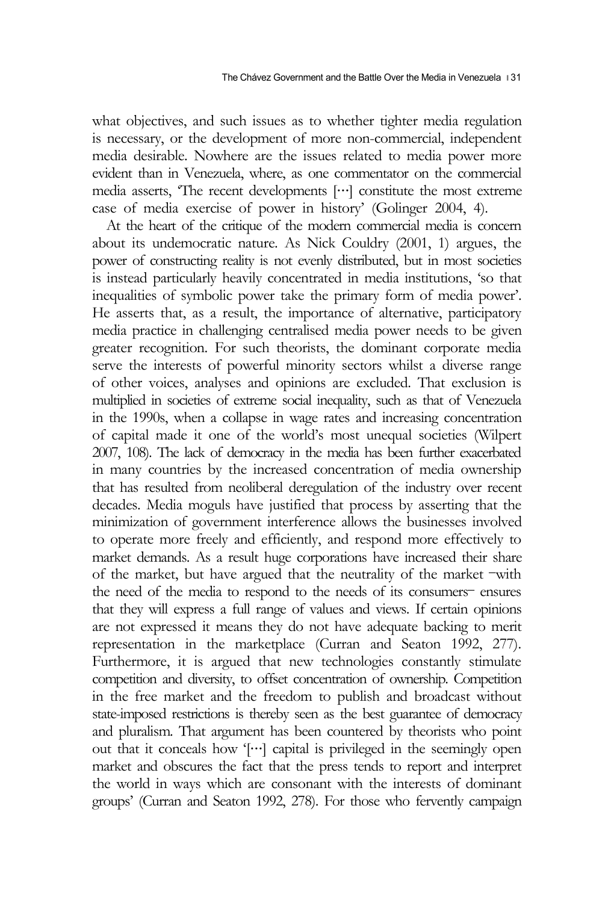what objectives, and such issues as to whether tighter media regulation is necessary, or the development of more non-commercial, independent media desirable. Nowhere are the issues related to media power more evident than in Venezuela, where, as one commentator on the commercial media asserts, 'The recent developments [⋯] constitute the most extreme case of media exercise of power in history' (Golinger 2004, 4).

At the heart of the critique of the modern commercial media is concern about its undemocratic nature. As Nick Couldry (2001, 1) argues, the power of constructing reality is not evenly distributed, but in most societies is instead particularly heavily concentrated in media institutions, 'so that inequalities of symbolic power take the primary form of media power'. He asserts that, as a result, the importance of alternative, participatory media practice in challenging centralised media power needs to be given greater recognition. For such theorists, the dominant corporate media serve the interests of powerful minority sectors whilst a diverse range of other voices, analyses and opinions are excluded. That exclusion is multiplied in societies of extreme social inequality, such as that of Venezuela in the 1990s, when a collapse in wage rates and increasing concentration of capital made it one of the world's most unequal societies (Wilpert 2007, 108). The lack of democracy in the media has been further exacerbated in many countries by the increased concentration of media ownership that has resulted from neoliberal deregulation of the industry over recent decades. Media moguls have justified that process by asserting that the minimization of government interference allows the businesses involved to operate more freely and efficiently, and respond more effectively to market demands. As a result huge corporations have increased their share of the market, but have argued that the neutrality of the market ‒with the need of the media to respond to the needs of its consumers‒ ensures that they will express a full range of values and views. If certain opinions are not expressed it means they do not have adequate backing to merit representation in the marketplace (Curran and Seaton 1992, 277). Furthermore, it is argued that new technologies constantly stimulate competition and diversity, to offset concentration of ownership. Competition in the free market and the freedom to publish and broadcast without state-imposed restrictions is thereby seen as the best guarantee of democracy and pluralism. That argument has been countered by theorists who point out that it conceals how '[⋯] capital is privileged in the seemingly open market and obscures the fact that the press tends to report and interpret the world in ways which are consonant with the interests of dominant groups' (Curran and Seaton 1992, 278). For those who fervently campaign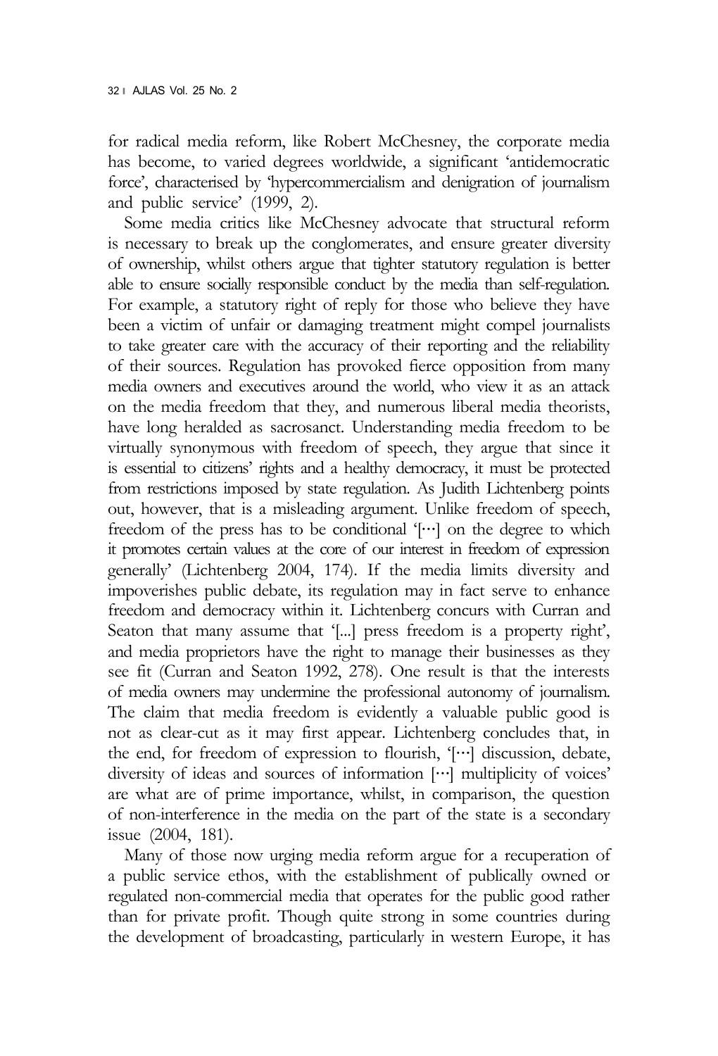for radical media reform, like Robert McChesney, the corporate media has become, to varied degrees worldwide, a significant 'antidemocratic force', characterised by 'hypercommercialism and denigration of journalism and public service' (1999, 2).

Some media critics like McChesney advocate that structural reform is necessary to break up the conglomerates, and ensure greater diversity of ownership, whilst others argue that tighter statutory regulation is better able to ensure socially responsible conduct by the media than self-regulation. For example, a statutory right of reply for those who believe they have been a victim of unfair or damaging treatment might compel journalists to take greater care with the accuracy of their reporting and the reliability of their sources. Regulation has provoked fierce opposition from many media owners and executives around the world, who view it as an attack on the media freedom that they, and numerous liberal media theorists, have long heralded as sacrosanct. Understanding media freedom to be virtually synonymous with freedom of speech, they argue that since it is essential to citizens' rights and a healthy democracy, it must be protected from restrictions imposed by state regulation. As Judith Lichtenberg points out, however, that is a misleading argument. Unlike freedom of speech, freedom of the press has to be conditional '[…] on the degree to which it promotes certain values at the core of our interest in freedom of expression generally' (Lichtenberg 2004, 174). If the media limits diversity and impoverishes public debate, its regulation may in fact serve to enhance freedom and democracy within it. Lichtenberg concurs with Curran and Seaton that many assume that '[...] press freedom is a property right', and media proprietors have the right to manage their businesses as they see fit (Curran and Seaton 1992, 278). One result is that the interests of media owners may undermine the professional autonomy of journalism. The claim that media freedom is evidently a valuable public good is not as clear-cut as it may first appear. Lichtenberg concludes that, in the end, for freedom of expression to flourish, '[…] discussion, debate, diversity of ideas and sources of information […] multiplicity of voices' are what are of prime importance, whilst, in comparison, the question of non-interference in the media on the part of the state is a secondary issue (2004, 181).

Many of those now urging media reform argue for a recuperation of a public service ethos, with the establishment of publically owned or regulated non-commercial media that operates for the public good rather than for private profit. Though quite strong in some countries during the development of broadcasting, particularly in western Europe, it has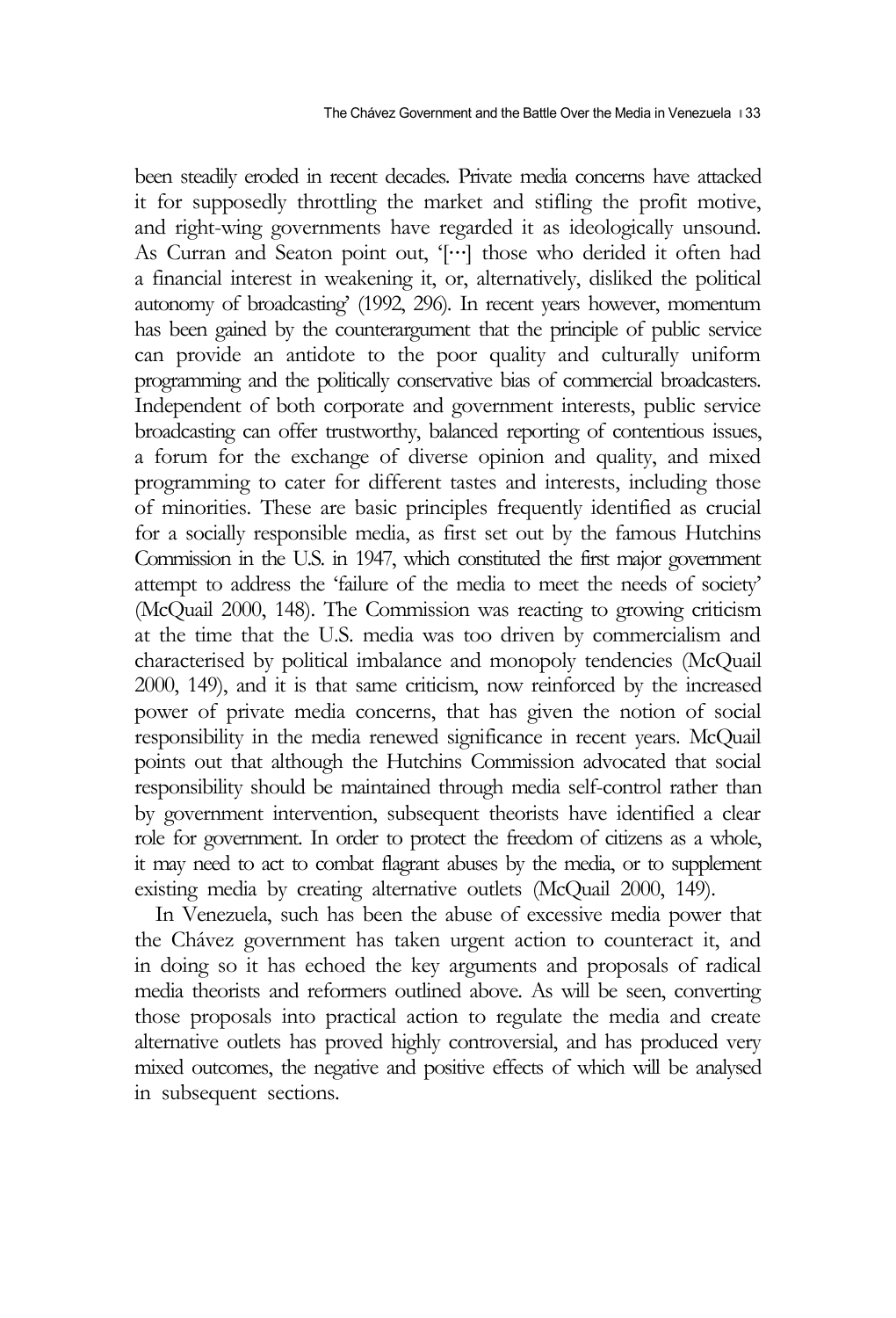been steadily eroded in recent decades. Private media concerns have attacked it for supposedly throttling the market and stifling the profit motive, and right-wing governments have regarded it as ideologically unsound. As Curran and Seaton point out, '[…] those who derided it often had a financial interest in weakening it, or, alternatively, disliked the political autonomy of broadcasting' (1992, 296). In recent years however, momentum has been gained by the counterargument that the principle of public service can provide an antidote to the poor quality and culturally uniform programming and the politically conservative bias of commercial broadcasters. Independent of both corporate and government interests, public service broadcasting can offer trustworthy, balanced reporting of contentious issues, a forum for the exchange of diverse opinion and quality, and mixed programming to cater for different tastes and interests, including those of minorities. These are basic principles frequently identified as crucial for a socially responsible media, as first set out by the famous Hutchins Commission in the U.S. in 1947, which constituted the first major government attempt to address the 'failure of the media to meet the needs of society' (McQuail 2000, 148). The Commission was reacting to growing criticism at the time that the U.S. media was too driven by commercialism and characterised by political imbalance and monopoly tendencies (McQuail 2000, 149), and it is that same criticism, now reinforced by the increased power of private media concerns, that has given the notion of social responsibility in the media renewed significance in recent years. McQuail points out that although the Hutchins Commission advocated that social responsibility should be maintained through media self-control rather than by government intervention, subsequent theorists have identified a clear role for government. In order to protect the freedom of citizens as a whole, it may need to act to combat flagrant abuses by the media, or to supplement existing media by creating alternative outlets (McQuail 2000, 149).

In Venezuela, such has been the abuse of excessive media power that the Chávez government has taken urgent action to counteract it, and in doing so it has echoed the key arguments and proposals of radical media theorists and reformers outlined above. As will be seen, converting those proposals into practical action to regulate the media and create alternative outlets has proved highly controversial, and has produced very mixed outcomes, the negative and positive effects of which will be analysed in subsequent sections.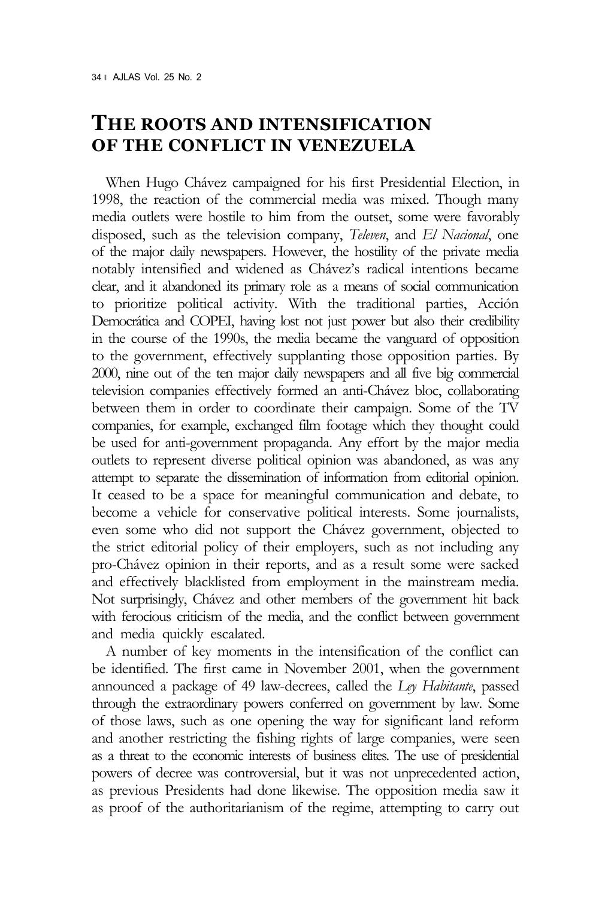## The roots and intensification of the conflict in Venezuela

When Hugo Chávez campaigned for his first Presidential Election, in 1998, the reaction of the commercial media was mixed. Though many media outlets were hostile to him from the outset, some were favorably disposed, such as the television company, *Televen*, and *El Nacional*, one of the major daily newspapers. However, the hostility of the private media notably intensified and widened as Chávez's radical intentions became clear, and it abandoned its primary role as a means of social communication to prioritize political activity. With the traditional parties, Acción Democrática and COPEI, having lost not just power but also their credibility in the course of the 1990s, the media became the vanguard of opposition to the government, effectively supplanting those opposition parties. By 2000, nine out of the ten major daily newspapers and all five big commercial television companies effectively formed an anti-Chávez bloc, collaborating between them in order to coordinate their campaign. Some of the TV companies, for example, exchanged film footage which they thought could be used for anti-government propaganda. Any effort by the major media outlets to represent diverse political opinion was abandoned, as was any attempt to separate the dissemination of information from editorial opinion. It ceased to be a space for meaningful communication and debate, to become a vehicle for conservative political interests. Some journalists, even some who did not support the Chávez government, objected to the strict editorial policy of their employers, such as not including any pro-Chávez opinion in their reports, and as a result some were sacked and effectively blacklisted from employment in the mainstream media. Not surprisingly, Chávez and other members of the government hit back with ferocious criticism of the media, and the conflict between government and media quickly escalated.

A number of key moments in the intensification of the conflict can be identified. The first came in November 2001, when the government announced a package of 49 law-decrees, called the *Ley Habitante*, passed through the extraordinary powers conferred on government by law. Some of those laws, such as one opening the way for significant land reform and another restricting the fishing rights of large companies, were seen as a threat to the economic interests of business elites. The use of presidential powers of decree was controversial, but it was not unprecedented action, as previous Presidents had done likewise. The opposition media saw it as proof of the authoritarianism of the regime, attempting to carry out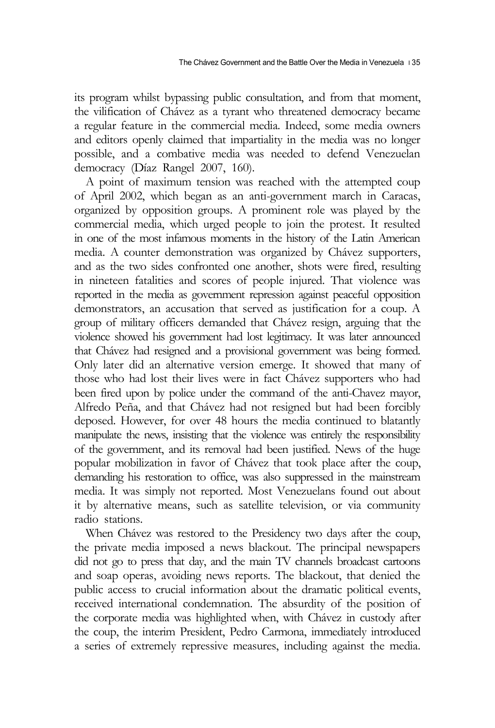its program whilst bypassing public consultation, and from that moment, the vilification of Chávez as a tyrant who threatened democracy became a regular feature in the commercial media. Indeed, some media owners and editors openly claimed that impartiality in the media was no longer possible, and a combative media was needed to defend Venezuelan democracy (Díaz Rangel 2007, 160).

A point of maximum tension was reached with the attempted coup of April 2002, which began as an anti-government march in Caracas, organized by opposition groups. A prominent role was played by the commercial media, which urged people to join the protest. It resulted in one of the most infamous moments in the history of the Latin American media. A counter demonstration was organized by Chávez supporters, and as the two sides confronted one another, shots were fired, resulting in nineteen fatalities and scores of people injured. That violence was reported in the media as government repression against peaceful opposition demonstrators, an accusation that served as justification for a coup. A group of military officers demanded that Chávez resign, arguing that the violence showed his government had lost legitimacy. It was later announced that Chávez had resigned and a provisional government was being formed. Only later did an alternative version emerge. It showed that many of those who had lost their lives were in fact Chávez supporters who had been fired upon by police under the command of the anti-Chavez mayor, Alfredo Peña, and that Chávez had not resigned but had been forcibly deposed. However, for over 48 hours the media continued to blatantly manipulate the news, insisting that the violence was entirely the responsibility of the government, and its removal had been justified. News of the huge popular mobilization in favor of Chávez that took place after the coup, demanding his restoration to office, was also suppressed in the mainstream media. It was simply not reported. Most Venezuelans found out about it by alternative means, such as satellite television, or via community radio stations.

When Chávez was restored to the Presidency two days after the coup, the private media imposed a news blackout. The principal newspapers did not go to press that day, and the main TV channels broadcast cartoons and soap operas, avoiding news reports. The blackout, that denied the public access to crucial information about the dramatic political events, received international condemnation. The absurdity of the position of the corporate media was highlighted when, with Chávez in custody after the coup, the interim President, Pedro Carmona, immediately introduced a series of extremely repressive measures, including against the media.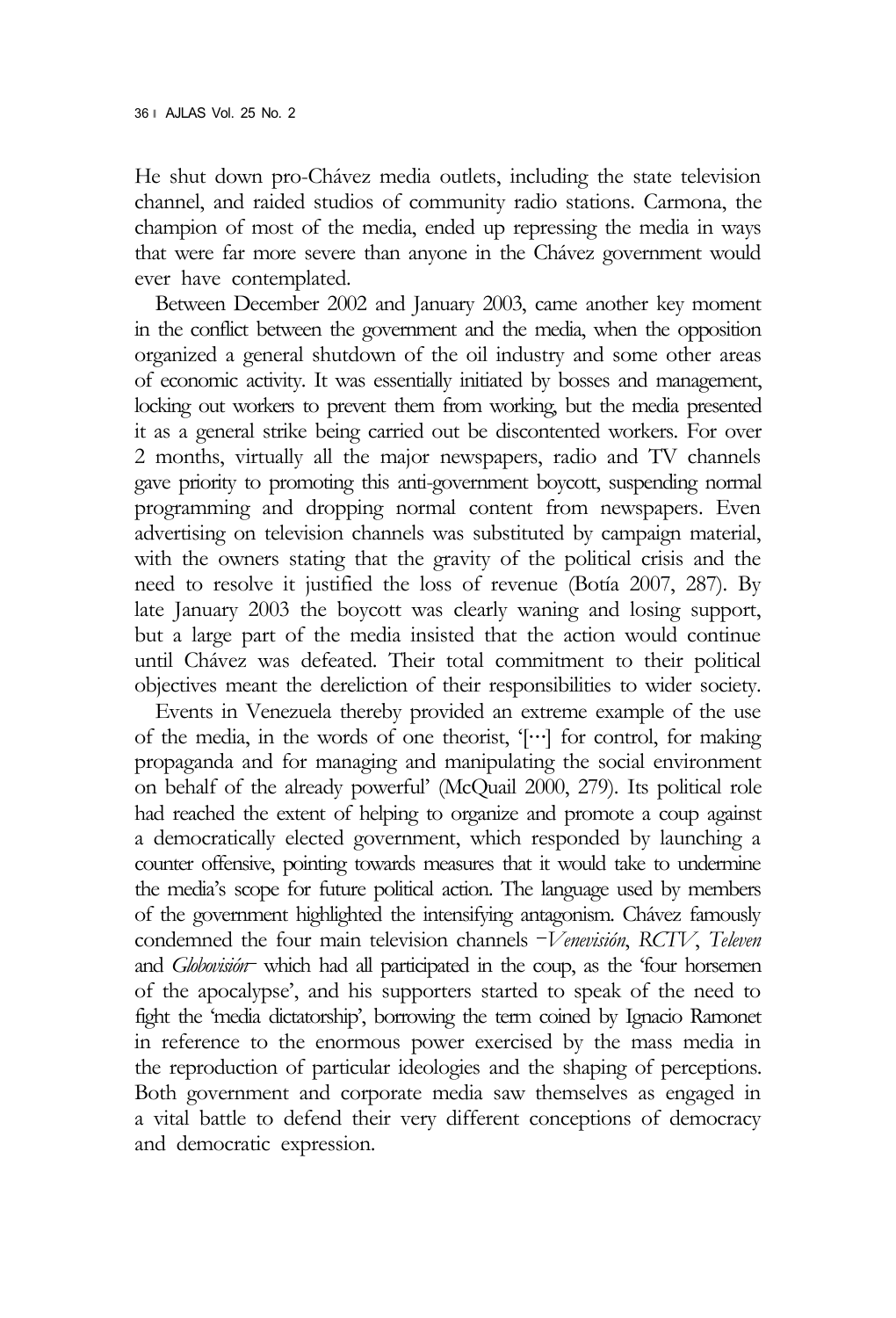He shut down pro-Chávez media outlets, including the state television channel, and raided studios of community radio stations. Carmona, the champion of most of the media, ended up repressing the media in ways that were far more severe than anyone in the Chávez government would ever have contemplated.

Between December 2002 and January 2003, came another key moment in the conflict between the government and the media, when the opposition organized a general shutdown of the oil industry and some other areas of economic activity. It was essentially initiated by bosses and management, locking out workers to prevent them from working, but the media presented it as a general strike being carried out be discontented workers. For over 2 months, virtually all the major newspapers, radio and TV channels gave priority to promoting this anti-government boycott, suspending normal programming and dropping normal content from newspapers. Even advertising on television channels was substituted by campaign material, with the owners stating that the gravity of the political crisis and the need to resolve it justified the loss of revenue (Botía 2007, 287). By late January 2003 the boycott was clearly waning and losing support, but a large part of the media insisted that the action would continue until Chávez was defeated. Their total commitment to their political objectives meant the dereliction of their responsibilities to wider society.

Events in Venezuela thereby provided an extreme example of the use of the media, in the words of one theorist, '[…] for control, for making propaganda and for managing and manipulating the social environment on behalf of the already powerful' (McQuail 2000, 279). Its political role had reached the extent of helping to organize and promote a coup against a democratically elected government, which responded by launching a counter offensive, pointing towards measures that it would take to undermine the media's scope for future political action. The language used by members of the government highlighted the intensifying antagonism. Chávez famously condemned the four main television channels –*Venevisión*, *RCTV*, *Televen* and *Globovisión*– which had all participated in the coup, as the 'four horsemen of the apocalypse', and his supporters started to speak of the need to fight the 'media dictatorship', borrowing the term coined by Ignacio Ramonet in reference to the enormous power exercised by the mass media in the reproduction of particular ideologies and the shaping of perceptions. Both government and corporate media saw themselves as engaged in a vital battle to defend their very different conceptions of democracy and democratic expression.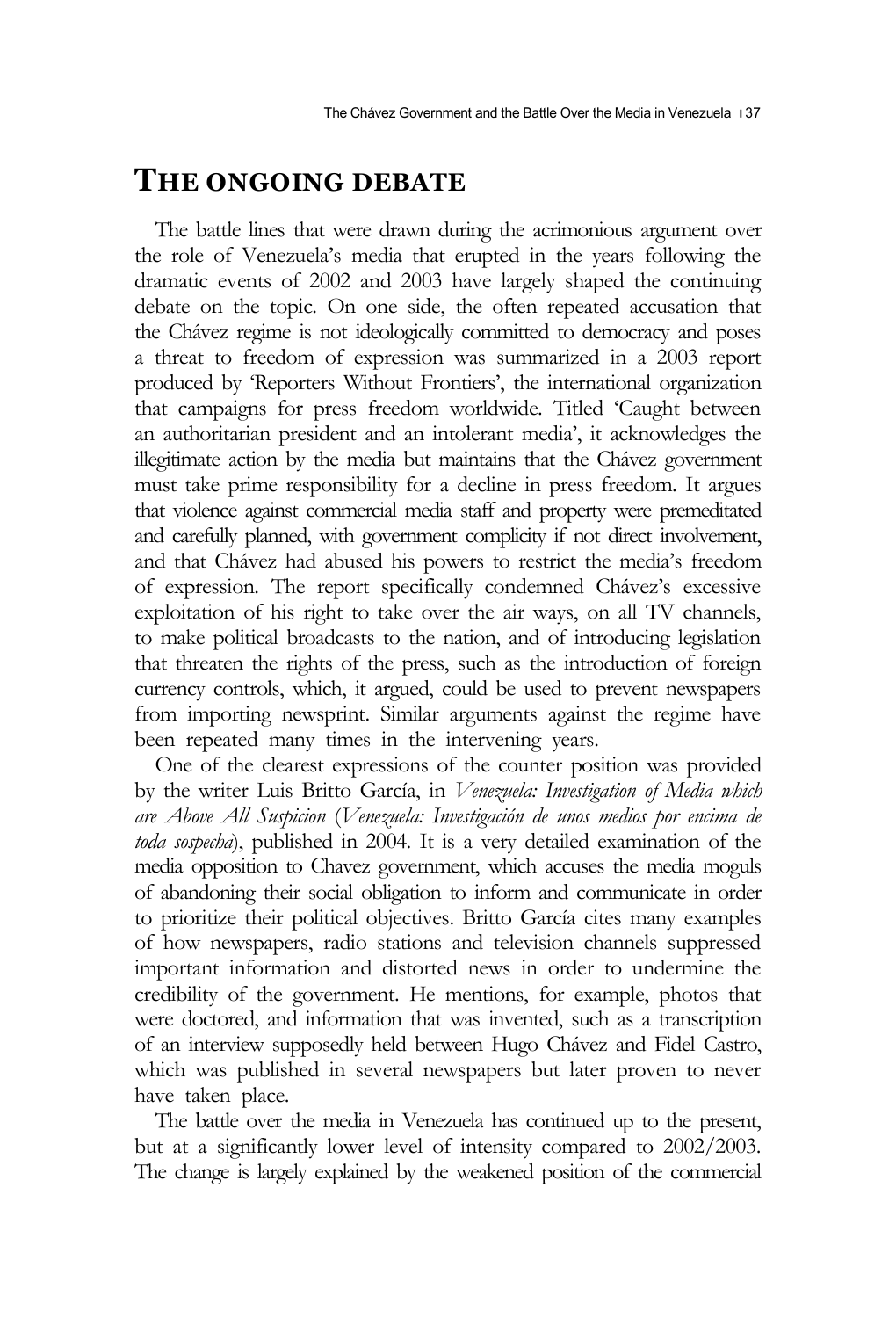## THE ONGOING DEBATE

The battle lines that were drawn during the acrimonious argument over the role of Venezuela's media that erupted in the years following the dramatic events of 2002 and 2003 have largely shaped the continuing debate on the topic. On one side, the often repeated accusation that the Chávez regime is not ideologically committed to democracy and poses a threat to freedom of expression was summarized in a 2003 report produced by 'Reporters Without Frontiers', the international organization that campaigns for press freedom worldwide. Titled 'Caught between an authoritarian president and an intolerant media', it acknowledges the illegitimate action by the media but maintains that the Chávez government must take prime responsibility for a decline in press freedom. It argues that violence against commercial media staff and property were premeditated and carefully planned, with government complicity if not direct involvement, and that Chávez had abused his powers to restrict the media's freedom of expression. The report specifically condemned Chávez's excessive exploitation of his right to take over the air ways, on all TV channels, to make political broadcasts to the nation, and of introducing legislation that threaten the rights of the press, such as the introduction of foreign currency controls, which, it argued, could be used to prevent newspapers from importing newsprint. Similar arguments against the regime have been repeated many times in the intervening years.

One of the clearest expressions of the counter position was provided by the writer Luis Britto García, in *Venezuela: Investigation of Media which are Above All Suspicion* (*Venezuela: Investigación de unos medios por encima de toda sospecha*), published in 2004. It is a very detailed examination of the media opposition to Chavez government, which accuses the media moguls of abandoning their social obligation to inform and communicate in order to prioritize their political objectives. Britto García cites many examples of how newspapers, radio stations and television channels suppressed important information and distorted news in order to undermine the credibility of the government. He mentions, for example, photos that were doctored, and information that was invented, such as a transcription of an interview supposedly held between Hugo Chávez and Fidel Castro, which was published in several newspapers but later proven to never have taken place.

The battle over the media in Venezuela has continued up to the present, but at a significantly lower level of intensity compared to 2002/2003. The change is largely explained by the weakened position of the commercial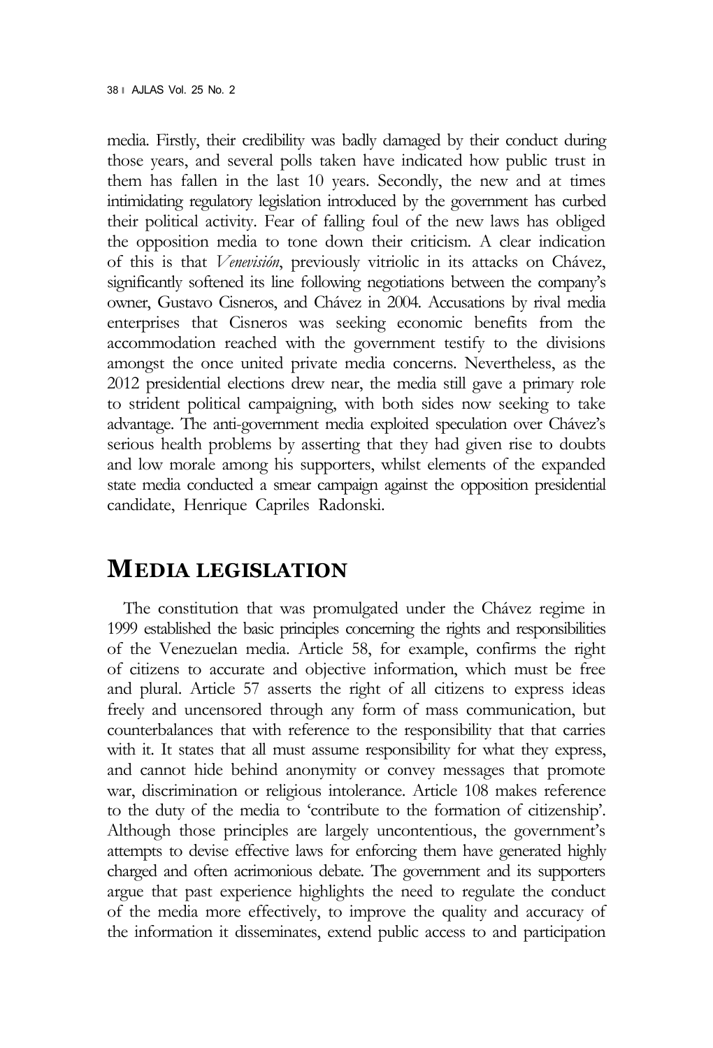media. Firstly, their credibility was badly damaged by their conduct during those years, and several polls taken have indicated how public trust in them has fallen in the last 10 years. Secondly, the new and at times intimidating regulatory legislation introduced by the government has curbed their political activity. Fear of falling foul of the new laws has obliged the opposition media to tone down their criticism. A clear indication of this is that *Venevisión*, previously vitriolic in its attacks on Chávez, significantly softened its line following negotiations between the company's owner, Gustavo Cisneros, and Chávez in 2004. Accusations by rival media enterprises that Cisneros was seeking economic benefits from the accommodation reached with the government testify to the divisions amongst the once united private media concerns. Nevertheless, as the 2012 presidential elections drew near, the media still gave a primary role to strident political campaigning, with both sides now seeking to take advantage. The anti-government media exploited speculation over Chávez's serious health problems by asserting that they had given rise to doubts and low morale among his supporters, whilst elements of the expanded state media conducted a smear campaign against the opposition presidential candidate, Henrique Capriles Radonski.

## MEDIA LEGISLATION

The constitution that was promulgated under the Chávez regime in 1999 established the basic principles concerning the rights and responsibilities of the Venezuelan media. Article 58, for example, confirms the right of citizens to accurate and objective information, which must be free and plural. Article 57 asserts the right of all citizens to express ideas freely and uncensored through any form of mass communication, but counterbalances that with reference to the responsibility that that carries with it. It states that all must assume responsibility for what they express, and cannot hide behind anonymity or convey messages that promote war, discrimination or religious intolerance. Article 108 makes reference to the duty of the media to 'contribute to the formation of citizenship'. Although those principles are largely uncontentious, the government's attempts to devise effective laws for enforcing them have generated highly charged and often acrimonious debate. The government and its supporters argue that past experience highlights the need to regulate the conduct of the media more effectively, to improve the quality and accuracy of the information it disseminates, extend public access to and participation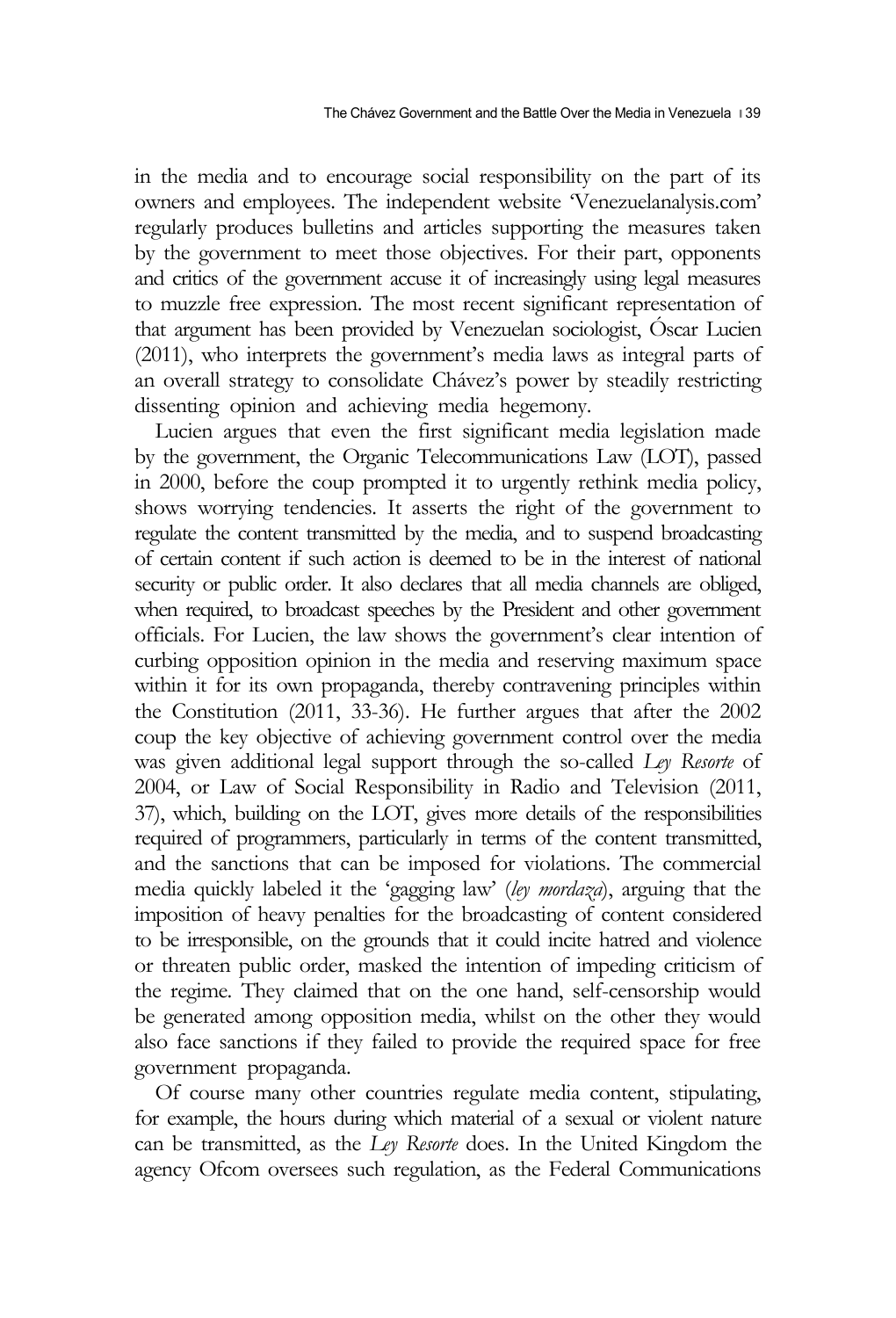in the media and to encourage social responsibility on the part of its owners and employees. The independent website 'Venezuelanalysis.com' regularly produces bulletins and articles supporting the measures taken by the government to meet those objectives. For their part, opponents and critics of the government accuse it of increasingly using legal measures to muzzle free expression. The most recent significant representation of that argument has been provided by Venezuelan sociologist, Óscar Lucien (2011), who interprets the government's media laws as integral parts of an overall strategy to consolidate Chávez's power by steadily restricting dissenting opinion and achieving media hegemony.

Lucien argues that even the first significant media legislation made by the government, the Organic Telecommunications Law (LOT), passed in 2000, before the coup prompted it to urgently rethink media policy, shows worrying tendencies. It asserts the right of the government to regulate the content transmitted by the media, and to suspend broadcasting of certain content if such action is deemed to be in the interest of national security or public order. It also declares that all media channels are obliged, when required, to broadcast speeches by the President and other government officials. For Lucien, the law shows the government's clear intention of curbing opposition opinion in the media and reserving maximum space within it for its own propaganda, thereby contravening principles within the Constitution (2011, 33-36). He further argues that after the 2002 coup the key objective of achieving government control over the media was given additional legal support through the so-called *Ley Resorte* of 2004, or Law of Social Responsibility in Radio and Television (2011, 37), which, building on the LOT, gives more details of the responsibilities required of programmers, particularly in terms of the content transmitted, and the sanctions that can be imposed for violations. The commercial media quickly labeled it the 'gagging law' (*ley mordaza*), arguing that the imposition of heavy penalties for the broadcasting of content considered to be irresponsible, on the grounds that it could incite hatred and violence or threaten public order, masked the intention of impeding criticism of the regime. They claimed that on the one hand, self-censorship would be generated among opposition media, whilst on the other they would also face sanctions if they failed to provide the required space for free government propaganda.

Of course many other countries regulate media content, stipulating, for example, the hours during which material of a sexual or violent nature can be transmitted, as the *Ley Resorte* does. In the United Kingdom the agency Ofcom oversees such regulation, as the Federal Communications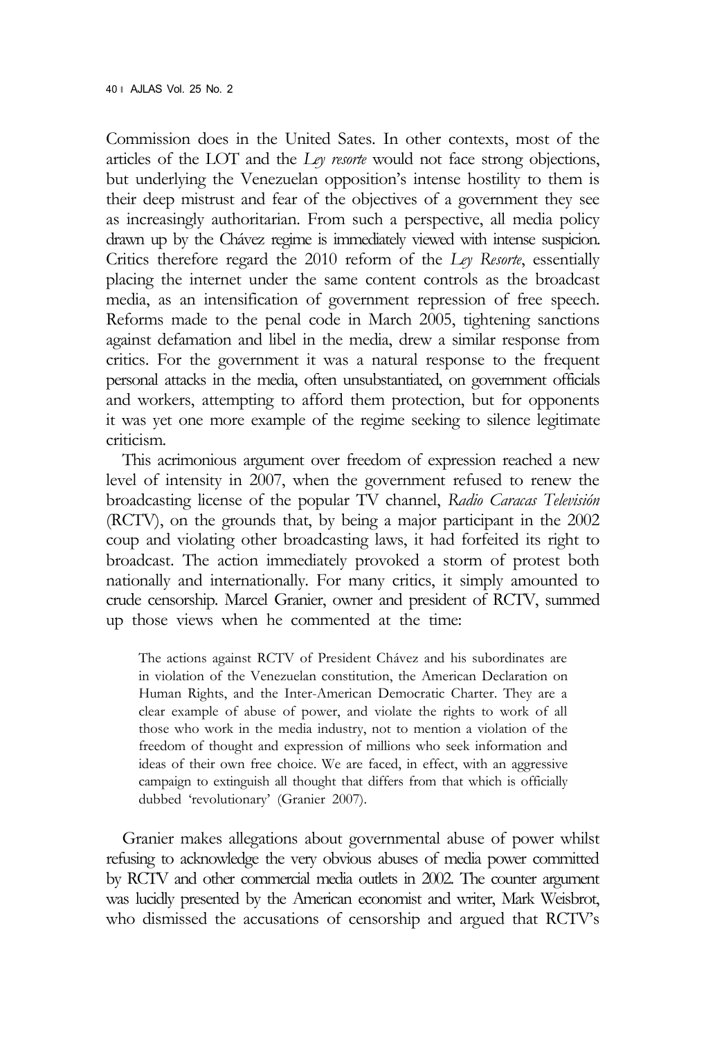Commission does in the United Sates. In other contexts, most of the articles of the LOT and the *Ley resorte* would not face strong objections, but underlying the Venezuelan opposition's intense hostility to them is their deep mistrust and fear of the objectives of a government they see as increasingly authoritarian. From such a perspective, all media policy drawn up by the Chávez regime is immediately viewed with intense suspicion. Critics therefore regard the 2010 reform of the *Ley Resorte*, essentially placing the internet under the same content controls as the broadcast media, as an intensification of government repression of free speech. Reforms made to the penal code in March 2005, tightening sanctions against defamation and libel in the media, drew a similar response from critics. For the government it was a natural response to the frequent personal attacks in the media, often unsubstantiated, on government officials and workers, attempting to afford them protection, but for opponents it was yet one more example of the regime seeking to silence legitimate criticism.

This acrimonious argument over freedom of expression reached a new level of intensity in 2007, when the government refused to renew the broadcasting license of the popular TV channel, *Radio Caracas Televisión* (RCTV), on the grounds that, by being a major participant in the 2002 coup and violating other broadcasting laws, it had forfeited its right to broadcast. The action immediately provoked a storm of protest both nationally and internationally. For many critics, it simply amounted to crude censorship. Marcel Granier, owner and president of RCTV, summed up those views when he commented at the time:

> The actions against RCTV of President Chávez and his subordinates are in violation of the Venezuelan constitution, the American Declaration on Human Rights, and the Inter-American Democratic Charter. They are a clear example of abuse of power, and violate the rights to work of all those who work in the media industry, not to mention a violation of the freedom of thought and expression of millions who seek information and ideas of their own free choice. We are faced, in effect, with an aggressive campaign to extinguish all thought that differs from that which is officially dubbed 'revolutionary' (Granier 2007).

Granier makes allegations about governmental abuse of power whilst refusing to acknowledge the very obvious abuses of media power committed by RCTV and other commercial media outlets in 2002. The counter argument was lucidly presented by the American economist and writer, Mark Weisbrot, who dismissed the accusations of censorship and argued that RCTV's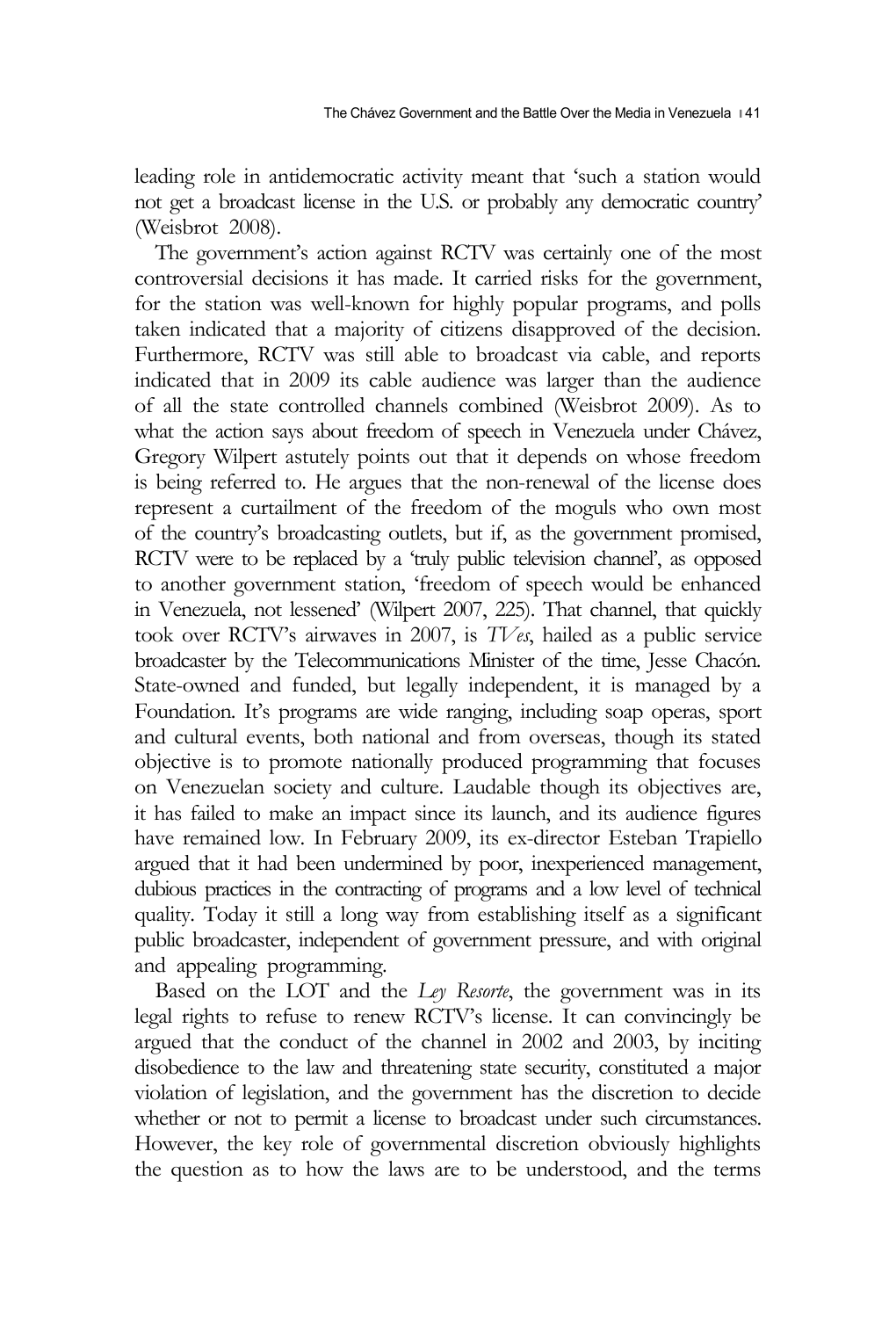leading role in antidemocratic activity meant that 'such a station would not get a broadcast license in the U.S. or probably any democratic country' (Weisbrot 2008).

The government's action against RCTV was certainly one of the most controversial decisions it has made. It carried risks for the government, for the station was well-known for highly popular programs, and polls taken indicated that a majority of citizens disapproved of the decision. Furthermore, RCTV was still able to broadcast via cable, and reports indicated that in 2009 its cable audience was larger than the audience of all the state controlled channels combined (Weisbrot 2009). As to what the action says about freedom of speech in Venezuela under Chávez, Gregory Wilpert astutely points out that it depends on whose freedom is being referred to. He argues that the non-renewal of the license does represent a curtailment of the freedom of the moguls who own most of the country's broadcasting outlets, but if, as the government promised, RCTV were to be replaced by a 'truly public television channel', as opposed to another government station, 'freedom of speech would be enhanced in Venezuela, not lessened' (Wilpert 2007, 225). That channel, that quickly took over RCTV's airwaves in 2007, is *TVes*, hailed as a public service broadcaster by the Telecommunications Minister of the time, Jesse Chacón. State-owned and funded, but legally independent, it is managed by a Foundation. It's programs are wide ranging, including soap operas, sport and cultural events, both national and from overseas, though its stated objective is to promote nationally produced programming that focuses on Venezuelan society and culture. Laudable though its objectives are, it has failed to make an impact since its launch, and its audience figures have remained low. In February 2009, its ex-director Esteban Trapiello argued that it had been undermined by poor, inexperienced management, dubious practices in the contracting of programs and a low level of technical quality. Today it still a long way from establishing itself as a significant public broadcaster, independent of government pressure, and with original and appealing programming.

Based on the LOT and the *Ley Resorte*, the government was in its legal rights to refuse to renew RCTV's license. It can convincingly be argued that the conduct of the channel in 2002 and 2003, by inciting disobedience to the law and threatening state security, constituted a major violation of legislation, and the government has the discretion to decide whether or not to permit a license to broadcast under such circumstances. However, the key role of governmental discretion obviously highlights the question as to how the laws are to be understood, and the terms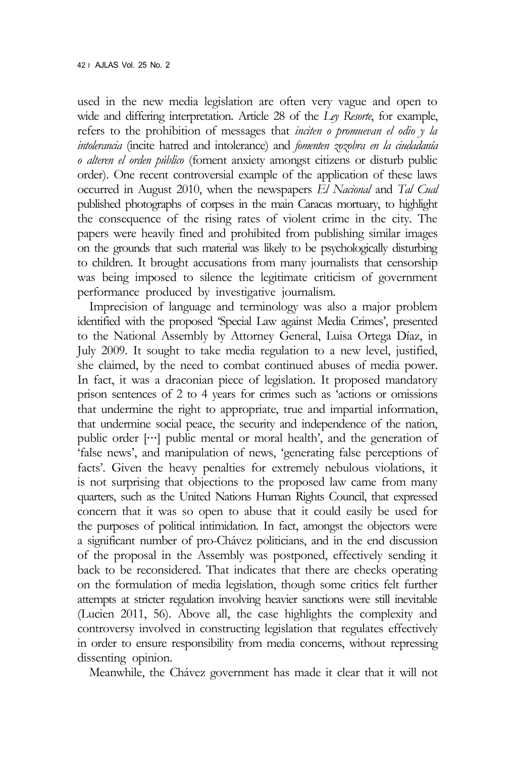used in the new media legislation are often very vague and open to wide and differing interpretation. Article 28 of the *Ley Resorte*, for example, refers to the prohibition of messages that *inciten o promuevan el odio y la intolerancia* (incite hatred and intolerance) and *fomenten zozobra en la ciudadanía o alteren el orden público* (foment anxiety amongst citizens or disturb public order). One recent controversial example of the application of these laws occurred in August 2010, when the newspapers *El Nacional* and *Tal Cual* published photographs of corpses in the main Caracas mortuary, to highlight the consequence of the rising rates of violent crime in the city. The papers were heavily fined and prohibited from publishing similar images on the grounds that such material was likely to be psychologically disturbing to children. It brought accusations from many journalists that censorship was being imposed to silence the legitimate criticism of government performance produced by investigative journalism.

Imprecision of language and terminology was also a major problem identified with the proposed 'Special Law against Media Crimes', presented to the National Assembly by Attorney General, Luisa Ortega Díaz, in July 2009. It sought to take media regulation to a new level, justified, she claimed, by the need to combat continued abuses of media power. In fact, it was a draconian piece of legislation. It proposed mandatory prison sentences of 2 to 4 years for crimes such as 'actions or omissions that undermine the right to appropriate, true and impartial information, that undermine social peace, the security and independence of the nation, public order […] public mental or moral health', and the generation of 'false news', and manipulation of news, 'generating false perceptions of facts'. Given the heavy penalties for extremely nebulous violations, it is not surprising that objections to the proposed law came from many quarters, such as the United Nations Human Rights Council, that expressed concern that it was so open to abuse that it could easily be used for the purposes of political intimidation. In fact, amongst the objectors were a significant number of pro-Chávez politicians, and in the end discussion of the proposal in the Assembly was postponed, effectively sending it back to be reconsidered. That indicates that there are checks operating on the formulation of media legislation, though some critics felt further attempts at stricter regulation involving heavier sanctions were still inevitable (Lucien 2011, 56). Above all, the case highlights the complexity and controversy involved in constructing legislation that regulates effectively in order to ensure responsibility from media concerns, without repressing dissenting opinion.

Meanwhile, the Chávez government has made it clear that it will not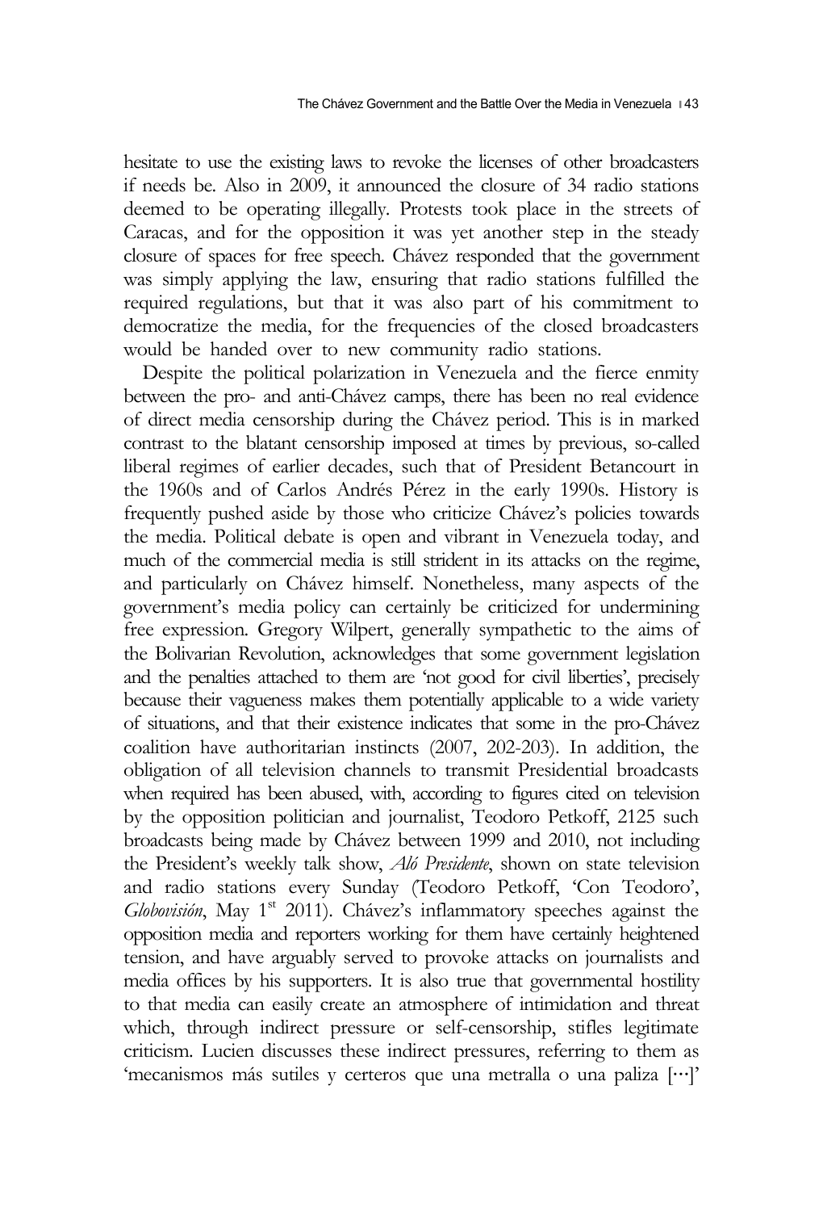hesitate to use the existing laws to revoke the licenses of other broadcasters if needs be. Also in 2009, it announced the closure of 34 radio stations deemed to be operating illegally. Protests took place in the streets of Caracas, and for the opposition it was yet another step in the steady closure of spaces for free speech. Chávez responded that the government was simply applying the law, ensuring that radio stations fulfilled the required regulations, but that it was also part of his commitment to democratize the media, for the frequencies of the closed broadcasters would be handed over to new community radio stations.

Despite the political polarization in Venezuela and the fierce enmity between the pro- and anti-Chávez camps, there has been no real evidence of direct media censorship during the Chávez period. This is in marked contrast to the blatant censorship imposed at times by previous, so-called liberal regimes of earlier decades, such that of President Betancourt in the 1960s and of Carlos Andrés Pérez in the early 1990s. History is frequently pushed aside by those who criticize Chávez's policies towards the media. Political debate is open and vibrant in Venezuela today, and much of the commercial media is still strident in its attacks on the regime, and particularly on Chávez himself. Nonetheless, many aspects of the government's media policy can certainly be criticized for undermining free expression. Gregory Wilpert, generally sympathetic to the aims of the Bolivarian Revolution, acknowledges that some government legislation and the penalties attached to them are 'not good for civil liberties', precisely because their vagueness makes them potentially applicable to a wide variety of situations, and that their existence indicates that some in the pro-Chávez coalition have authoritarian instincts (2007, 202-203). In addition, the obligation of all television channels to transmit Presidential broadcasts when required has been abused, with, according to figures cited on television by the opposition politician and journalist, Teodoro Petkoff, 2125 such broadcasts being made by Chávez between 1999 and 2010, not including the President's weekly talk show, *Aló Presidente*, shown on state television and radio stations every Sunday (Teodoro Petkoff, 'Con Teodoro', *Globovisión*, May 1st 2011). Chávez's inflammatory speeches against the opposition media and reporters working for them have certainly heightened tension, and have arguably served to provoke attacks on journalists and media offices by his supporters. It is also true that governmental hostility to that media can easily create an atmosphere of intimidation and threat which, through indirect pressure or self-censorship, stifles legitimate criticism. Lucien discusses these indirect pressures, referring to them as 'mecanismos más sutiles y certeros que una metralla o una paliza […]'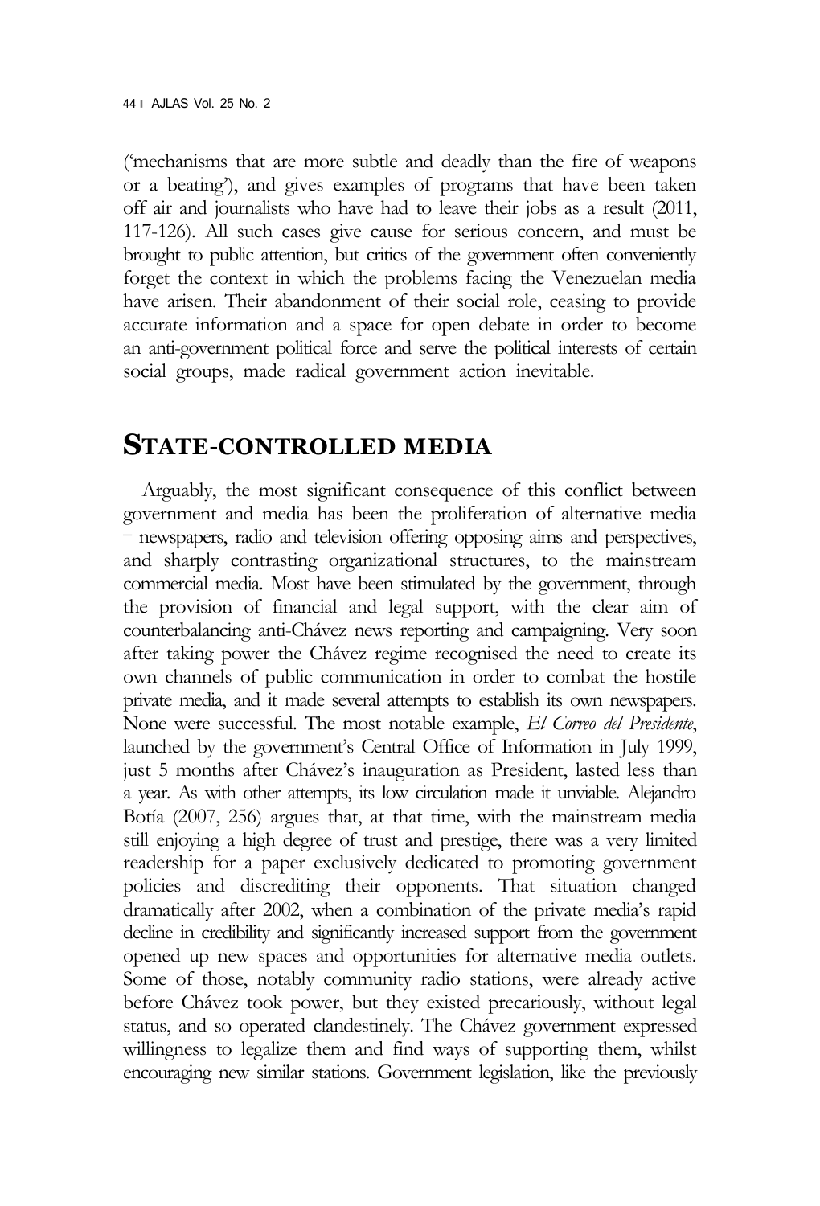('mechanisms that are more subtle and deadly than the fire of weapons or a beating'), and gives examples of programs that have been taken off air and journalists who have had to leave their jobs as a result (2011, 117-126). All such cases give cause for serious concern, and must be brought to public attention, but critics of the government often conveniently forget the context in which the problems facing the Venezuelan media have arisen. Their abandonment of their social role, ceasing to provide accurate information and a space for open debate in order to become an anti-government political force and serve the political interests of certain social groups, made radical government action inevitable.

## STATE-CONTROLLED MEDIA

Arguably, the most significant consequence of this conflict between government and media has been the proliferation of alternative media – newspapers, radio and television offering opposing aims and perspectives, and sharply contrasting organizational structures, to the mainstream commercial media. Most have been stimulated by the government, through the provision of financial and legal support, with the clear aim of counterbalancing anti-Chávez news reporting and campaigning. Very soon after taking power the Chávez regime recognised the need to create its own channels of public communication in order to combat the hostile private media, and it made several attempts to establish its own newspapers. None were successful. The most notable example, *El Correo del Presidente*, launched by the government's Central Office of Information in July 1999, just 5 months after Chávez's inauguration as President, lasted less than a year. As with other attempts, its low circulation made it unviable. Alejandro Botía (2007, 256) argues that, at that time, with the mainstream media still enjoying a high degree of trust and prestige, there was a very limited readership for a paper exclusively dedicated to promoting government policies and discrediting their opponents. That situation changed dramatically after 2002, when a combination of the private media's rapid decline in credibility and significantly increased support from the government opened up new spaces and opportunities for alternative media outlets. Some of those, notably community radio stations, were already active before Chávez took power, but they existed precariously, without legal status, and so operated clandestinely. The Chávez government expressed willingness to legalize them and find ways of supporting them, whilst encouraging new similar stations. Government legislation, like the previously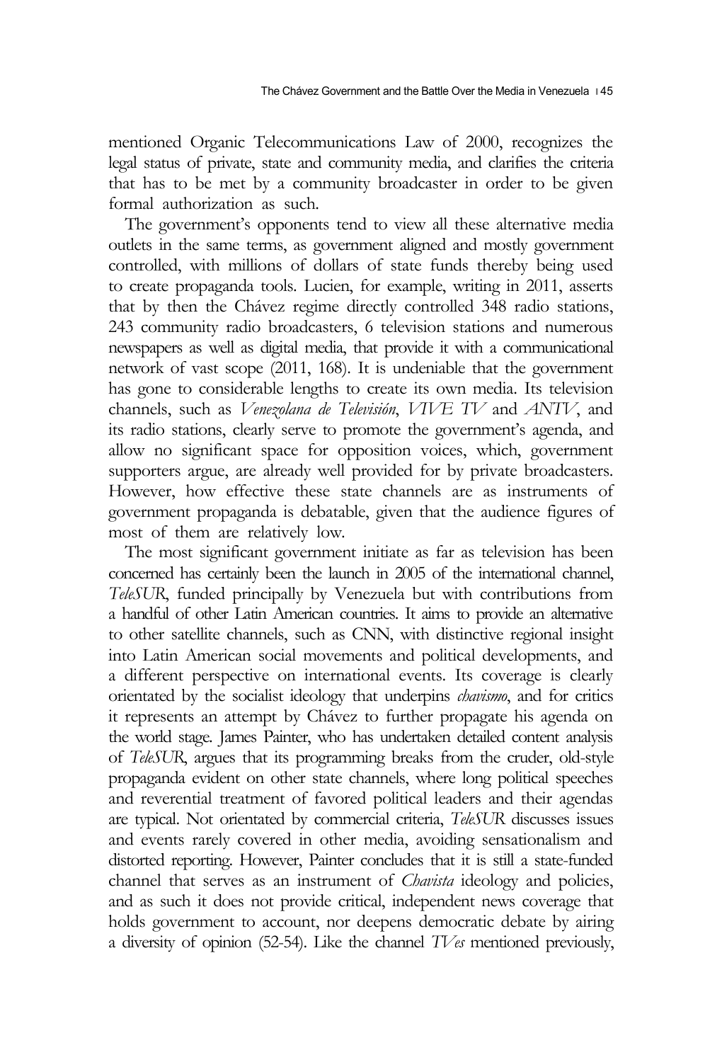mentioned Organic Telecommunications Law of 2000, recognizes the legal status of private, state and community media, and clarifies the criteria that has to be met by a community broadcaster in order to be given formal authorization as such.

The government's opponents tend to view all these alternative media outlets in the same terms, as government aligned and mostly government controlled, with millions of dollars of state funds thereby being used to create propaganda tools. Lucien, for example, writing in 2011, asserts that by then the Chávez regime directly controlled 348 radio stations, 243 community radio broadcasters, 6 television stations and numerous newspapers as well as digital media, that provide it with a communicational network of vast scope (2011, 168). It is undeniable that the government has gone to considerable lengths to create its own media. Its television channels, such as *Venezolana de Televisión*, *VIVE TV* and *ANTV*, and its radio stations, clearly serve to promote the government's agenda, and allow no significant space for opposition voices, which, government supporters argue, are already well provided for by private broadcasters. However, how effective these state channels are as instruments of government propaganda is debatable, given that the audience figures of most of them are relatively low.

The most significant government initiate as far as television has been concerned has certainly been the launch in 2005 of the international channel, *TeleSUR*, funded principally by Venezuela but with contributions from a handful of other Latin American countries. It aims to provide an alternative to other satellite channels, such as CNN, with distinctive regional insight into Latin American social movements and political developments, and a different perspective on international events. Its coverage is clearly orientated by the socialist ideology that underpins *chavismo*, and for critics it represents an attempt by Chávez to further propagate his agenda on the world stage. James Painter, who has undertaken detailed content analysis of *TeleSUR*, argues that its programming breaks from the cruder, old-style propaganda evident on other state channels, where long political speeches and reverential treatment of favored political leaders and their agendas are typical. Not orientated by commercial criteria, *TeleSUR* discusses issues and events rarely covered in other media, avoiding sensationalism and distorted reporting. However, Painter concludes that it is still a state-funded channel that serves as an instrument of *Chavista* ideology and policies, and as such it does not provide critical, independent news coverage that holds government to account, nor deepens democratic debate by airing a diversity of opinion (52-54). Like the channel *TVes* mentioned previously,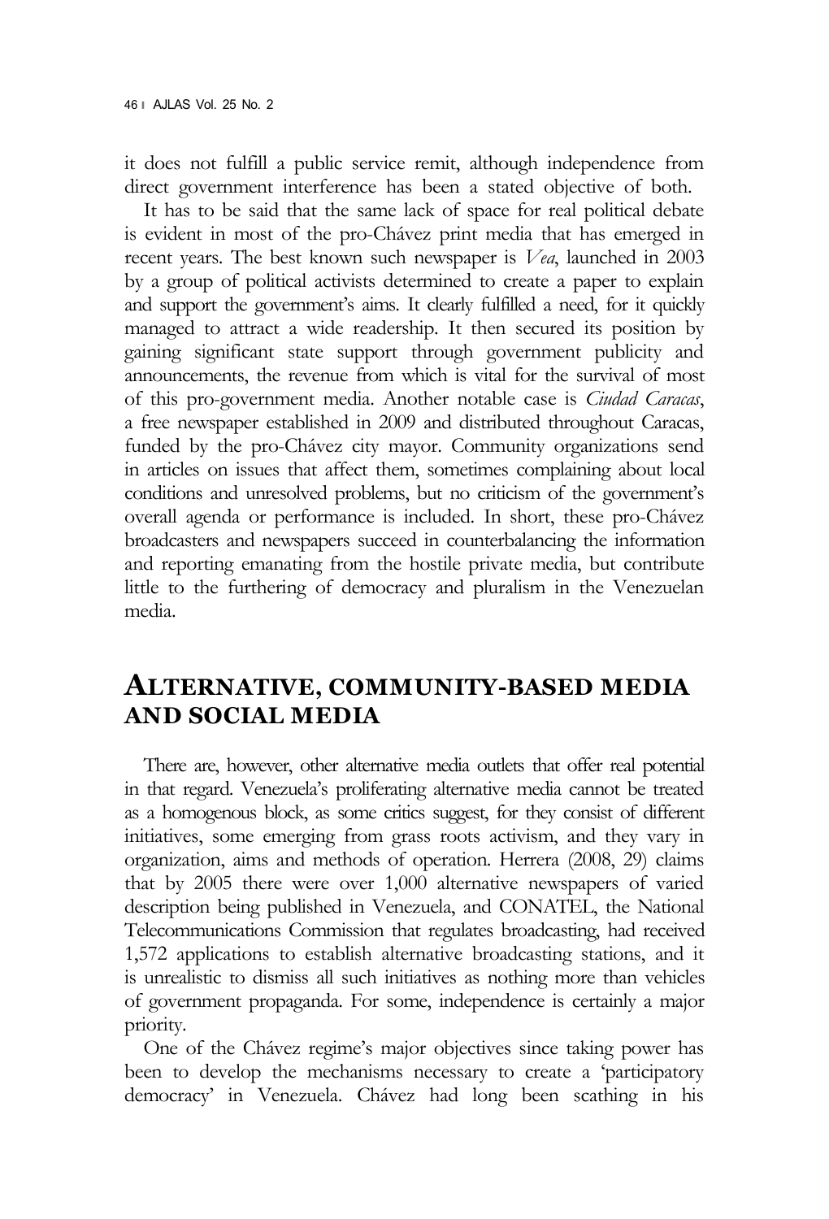it does not fulfill a public service remit, although independence from direct government interference has been a stated objective of both.

It has to be said that the same lack of space for real political debate is evident in most of the pro-Chávez print media that has emerged in recent years. The best known such newspaper is *Vea*, launched in 2003 by a group of political activists determined to create a paper to explain and support the government's aims. It clearly fulfilled a need, for it quickly managed to attract a wide readership. It then secured its position by gaining significant state support through government publicity and announcements, the revenue from which is vital for the survival of most of this pro-government media. Another notable case is *Ciudad Caracas*, a free newspaper established in 2009 and distributed throughout Caracas, funded by the pro-Chávez city mayor. Community organizations send in articles on issues that affect them, sometimes complaining about local conditions and unresolved problems, but no criticism of the government's overall agenda or performance is included. In short, these pro-Chávez broadcasters and newspapers succeed in counterbalancing the information and reporting emanating from the hostile private media, but contribute little to the furthering of democracy and pluralism in the Venezuelan media.

## ALTERNATIVE, COMMUNITY-BASED MEDIA AND SOCIAL MEDIA

There are, however, other alternative media outlets that offer real potential in that regard. Venezuela's proliferating alternative media cannot be treated as a homogenous block, as some critics suggest, for they consist of different initiatives, some emerging from grass roots activism, and they vary in organization, aims and methods of operation. Herrera (2008, 29) claims that by 2005 there were over 1,000 alternative newspapers of varied description being published in Venezuela, and CONATEL, the National Telecommunications Commission that regulates broadcasting, had received 1,572 applications to establish alternative broadcasting stations, and it is unrealistic to dismiss all such initiatives as nothing more than vehicles of government propaganda. For some, independence is certainly a major priority.

One of the Chávez regime's major objectives since taking power has been to develop the mechanisms necessary to create a 'participatory democracy' in Venezuela. Chávez had long been scathing in his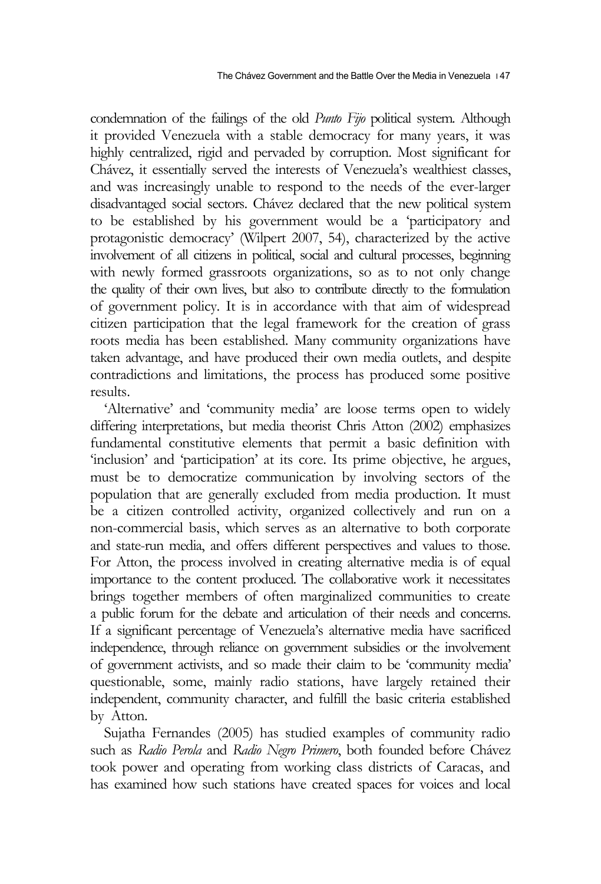condemnation of the failings of the old *Punto Fijo* political system. Although it provided Venezuela with a stable democracy for many years, it was highly centralized, rigid and pervaded by corruption. Most significant for Chávez, it essentially served the interests of Venezuela's wealthiest classes, and was increasingly unable to respond to the needs of the ever-larger disadvantaged social sectors. Chávez declared that the new political system to be established by his government would be a 'participatory and protagonistic democracy' (Wilpert 2007, 54), characterized by the active involvement of all citizens in political, social and cultural processes, beginning with newly formed grassroots organizations, so as to not only change the quality of their own lives, but also to contribute directly to the formulation of government policy. It is in accordance with that aim of widespread citizen participation that the legal framework for the creation of grass roots media has been established. Many community organizations have taken advantage, and have produced their own media outlets, and despite contradictions and limitations, the process has produced some positive results.

'Alternative' and 'community media' are loose terms open to widely differing interpretations, but media theorist Chris Atton (2002) emphasizes fundamental constitutive elements that permit a basic definition with 'inclusion' and 'participation' at its core. Its prime objective, he argues, must be to democratize communication by involving sectors of the population that are generally excluded from media production. It must be a citizen controlled activity, organized collectively and run on a non-commercial basis, which serves as an alternative to both corporate and state-run media, and offers different perspectives and values to those. For Atton, the process involved in creating alternative media is of equal importance to the content produced. The collaborative work it necessitates brings together members of often marginalized communities to create a public forum for the debate and articulation of their needs and concerns. If a significant percentage of Venezuela's alternative media have sacrificed independence, through reliance on government subsidies or the involvement of government activists, and so made their claim to be 'community media' questionable, some, mainly radio stations, have largely retained their independent, community character, and fulfill the basic criteria established by Atton.

Sujatha Fernandes (2005) has studied examples of community radio such as *Radio Perola* and *Radio Negro Primero*, both founded before Chávez took power and operating from working class districts of Caracas, and has examined how such stations have created spaces for voices and local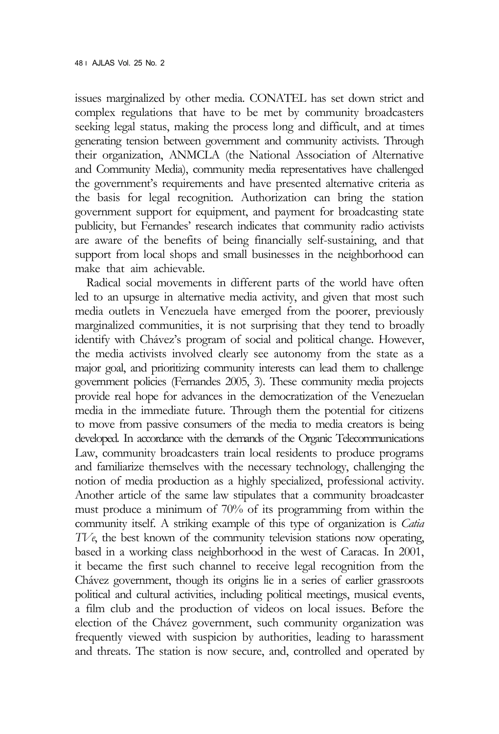issues marginalized by other media. CONATEL has set down strict and complex regulations that have to be met by community broadcasters seeking legal status, making the process long and difficult, and at times generating tension between government and community activists. Through their organization, ANMCLA (the National Association of Alternative and Community Media), community media representatives have challenged the government's requirements and have presented alternative criteria as the basis for legal recognition. Authorization can bring the station government support for equipment, and payment for broadcasting state publicity, but Fernandes' research indicates that community radio activists are aware of the benefits of being financially self-sustaining, and that support from local shops and small businesses in the neighborhood can make that aim achievable.

Radical social movements in different parts of the world have often led to an upsurge in alternative media activity, and given that most such media outlets in Venezuela have emerged from the poorer, previously marginalized communities, it is not surprising that they tend to broadly identify with Chávez's program of social and political change. However, the media activists involved clearly see autonomy from the state as a major goal, and prioritizing community interests can lead them to challenge government policies (Fernandes 2005, 3). These community media projects provide real hope for advances in the democratization of the Venezuelan media in the immediate future. Through them the potential for citizens to move from passive consumers of the media to media creators is being developed. In accordance with the demands of the Organic Telecommunications Law, community broadcasters train local residents to produce programs and familiarize themselves with the necessary technology, challenging the notion of media production as a highly specialized, professional activity. Another article of the same law stipulates that a community broadcaster must produce a minimum of 70% of its programming from within the community itself. A striking example of this type of organization is *Catia TVe*, the best known of the community television stations now operating, based in a working class neighborhood in the west of Caracas. In 2001, it became the first such channel to receive legal recognition from the Chávez government, though its origins lie in a series of earlier grassroots political and cultural activities, including political meetings, musical events, a film club and the production of videos on local issues. Before the election of the Chávez government, such community organization was frequently viewed with suspicion by authorities, leading to harassment and threats. The station is now secure, and, controlled and operated by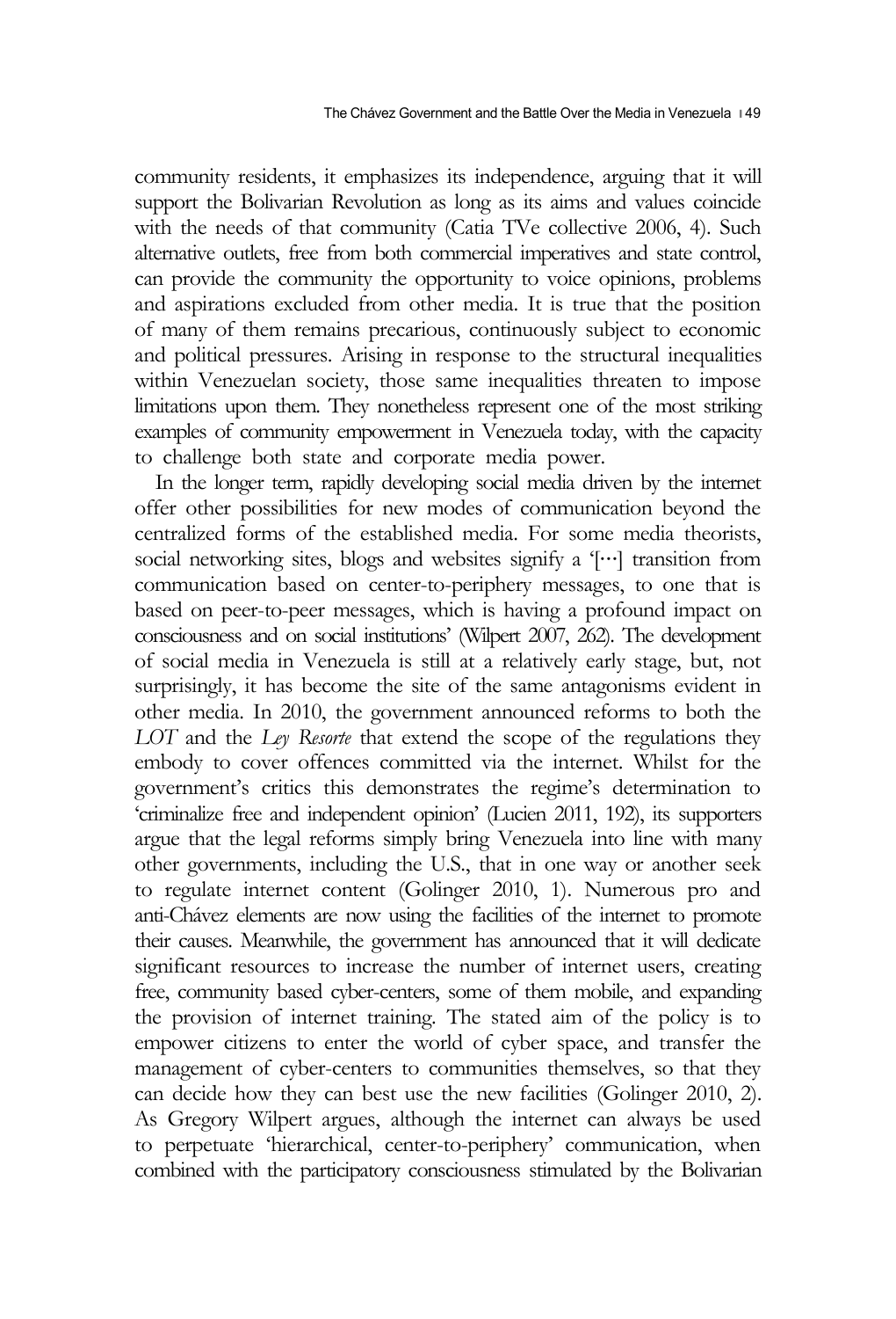community residents, it emphasizes its independence, arguing that it will support the Bolivarian Revolution as long as its aims and values coincide with the needs of that community (Catia TVe collective 2006, 4). Such alternative outlets, free from both commercial imperatives and state control, can provide the community the opportunity to voice opinions, problems and aspirations excluded from other media. It is true that the position of many of them remains precarious, continuously subject to economic and political pressures. Arising in response to the structural inequalities within Venezuelan society, those same inequalities threaten to impose limitations upon them. They nonetheless represent one of the most striking examples of community empowerment in Venezuela today, with the capacity to challenge both state and corporate media power.

In the longer term, rapidly developing social media driven by the internet offer other possibilities for new modes of communication beyond the centralized forms of the established media. For some media theorists, social networking sites, blogs and websites signify a '[…] transition from communication based on center-to-periphery messages, to one that is based on peer-to-peer messages, which is having a profound impact on consciousness and on social institutions' (Wilpert 2007, 262). The development of social media in Venezuela is still at a relatively early stage, but, not surprisingly, it has become the site of the same antagonisms evident in other media. In 2010, the government announced reforms to both the *LOT* and the *Ley Resorte* that extend the scope of the regulations they embody to cover offences committed via the internet. Whilst for the government's critics this demonstrates the regime's determination to 'criminalize free and independent opinion' (Lucien 2011, 192), its supporters argue that the legal reforms simply bring Venezuela into line with many other governments, including the U.S., that in one way or another seek to regulate internet content (Golinger 2010, 1). Numerous pro and anti-Chávez elements are now using the facilities of the internet to promote their causes. Meanwhile, the government has announced that it will dedicate significant resources to increase the number of internet users, creating free, community based cyber-centers, some of them mobile, and expanding the provision of internet training. The stated aim of the policy is to empower citizens to enter the world of cyber space, and transfer the management of cyber-centers to communities themselves, so that they can decide how they can best use the new facilities (Golinger 2010, 2). As Gregory Wilpert argues, although the internet can always be used to perpetuate 'hierarchical, center-to-periphery' communication, when combined with the participatory consciousness stimulated by the Bolivarian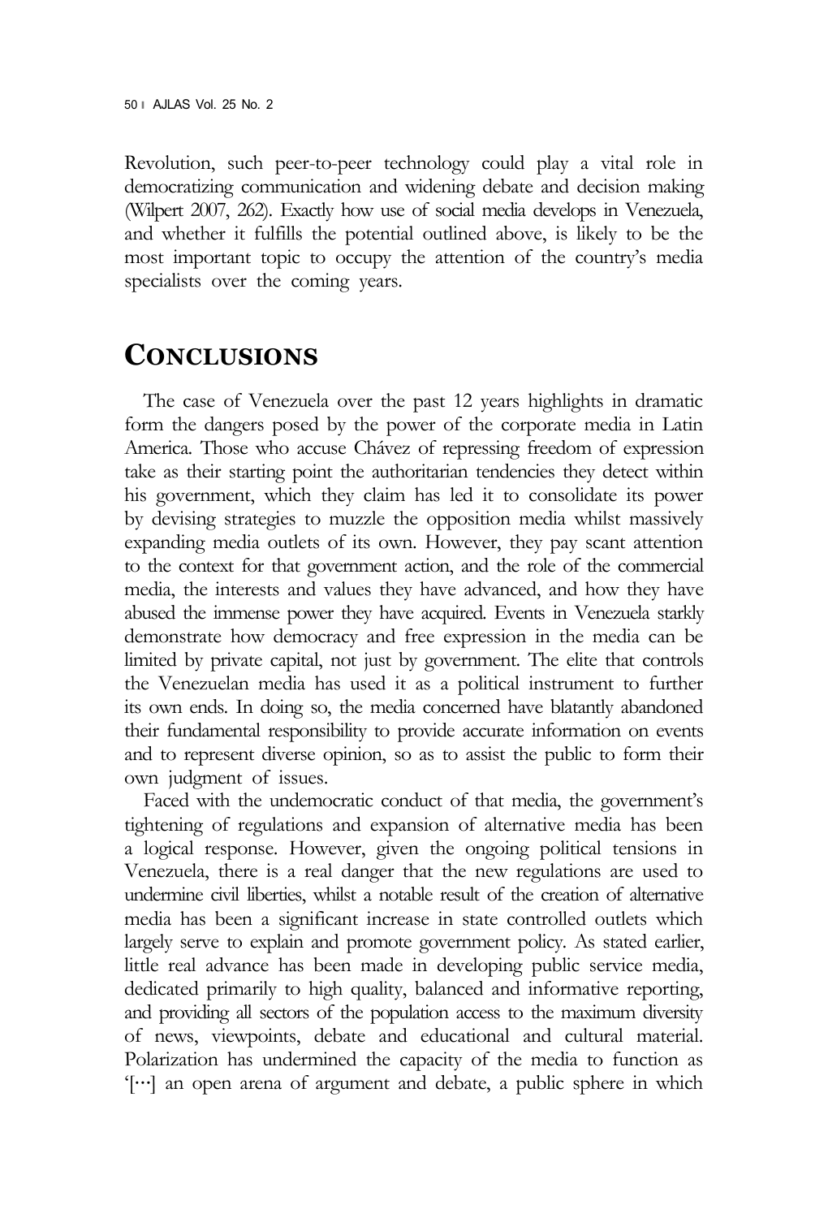Revolution, such peer-to-peer technology could play a vital role in democratizing communication and widening debate and decision making (Wilpert 2007, 262). Exactly how use of social media develops in Venezuela, and whether it fulfills the potential outlined above, is likely to be the most important topic to occupy the attention of the country's media specialists over the coming years.

## Conclusions

The case of Venezuela over the past 12 years highlights in dramatic form the dangers posed by the power of the corporate media in Latin America. Those who accuse Chávez of repressing freedom of expression take as their starting point the authoritarian tendencies they detect within his government, which they claim has led it to consolidate its power by devising strategies to muzzle the opposition media whilst massively expanding media outlets of its own. However, they pay scant attention to the context for that government action, and the role of the commercial media, the interests and values they have advanced, and how they have abused the immense power they have acquired. Events in Venezuela starkly demonstrate how democracy and free expression in the media can be limited by private capital, not just by government. The elite that controls the Venezuelan media has used it as a political instrument to further its own ends. In doing so, the media concerned have blatantly abandoned their fundamental responsibility to provide accurate information on events and to represent diverse opinion, so as to assist the public to form their own judgment of issues.

Faced with the undemocratic conduct of that media, the government's tightening of regulations and expansion of alternative media has been a logical response. However, given the ongoing political tensions in Venezuela, there is a real danger that the new regulations are used to undermine civil liberties, whilst a notable result of the creation of alternative media has been a significant increase in state controlled outlets which largely serve to explain and promote government policy. As stated earlier, little real advance has been made in developing public service media, dedicated primarily to high quality, balanced and informative reporting, and providing all sectors of the population access to the maximum diversity of news, viewpoints, debate and educational and cultural material. Polarization has undermined the capacity of the media to function as '[…] an open arena of argument and debate, a public sphere in which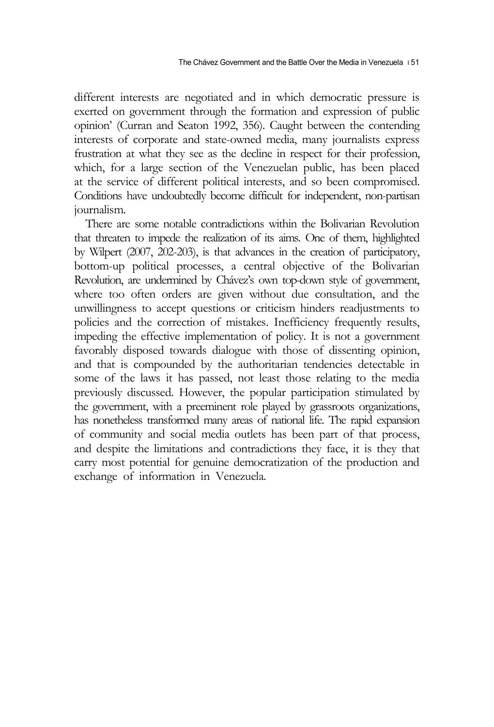different interests are negotiated and in which democratic pressure is exerted on government through the formation and expression of public opinion' (Curran and Seaton 1992, 356). Caught between the contending interests of corporate and state-owned media, many journalists express frustration at what they see as the decline in respect for their profession, which, for a large section of the Venezuelan public, has been placed at the service of different political interests, and so been compromised. Conditions have undoubtedly become difficult for independent, non-partisan journalism.

There are some notable contradictions within the Bolivarian Revolution that threaten to impede the realization of its aims. One of them, highlighted by Wilpert (2007, 202-203), is that advances in the creation of participatory, bottom-up political processes, a central objective of the Bolivarian Revolution, are undermined by Chávez's own top-down style of government, where too often orders are given without due consultation, and the unwillingness to accept questions or criticism hinders readjustments to policies and the correction of mistakes. Inefficiency frequently results, impeding the effective implementation of policy. It is not a government favorably disposed towards dialogue with those of dissenting opinion, and that is compounded by the authoritarian tendencies detectable in some of the laws it has passed, not least those relating to the media previously discussed. However, the popular participation stimulated by the government, with a preeminent role played by grassroots organizations, has nonetheless transformed many areas of national life. The rapid expansion of community and social media outlets has been part of that process, and despite the limitations and contradictions they face, it is they that carry most potential for genuine democratization of the production and exchange of information in Venezuela.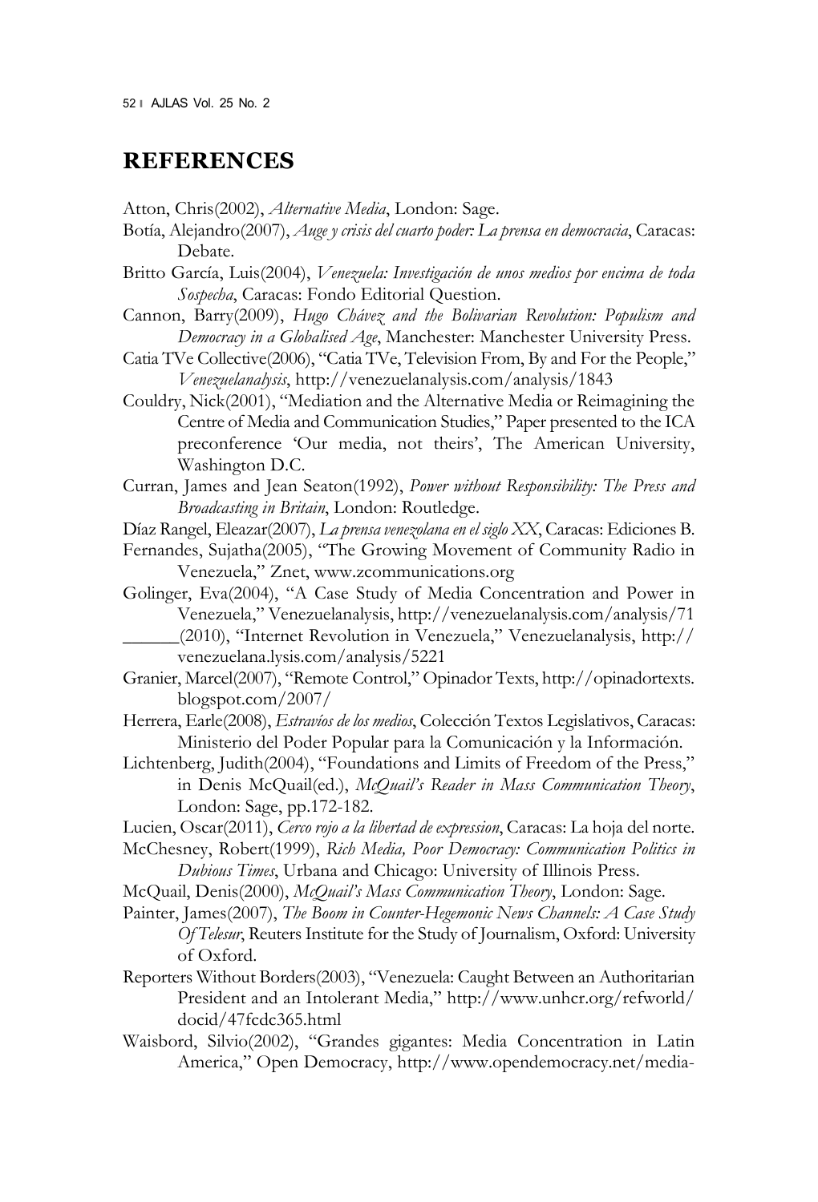# REFERENCES

Atton, Chris(2002), *Alternative Media*, London: Sage.

Botía, Alejandro(2007), *Auge y crisis del cuarto poder: La prensa en democracia*, Caracas: Debate.

Britto García, Luis(2004), *Venezuela: Investigación de unos medios por encima de toda Sospecha*, Caracas: Fondo Editorial Question.

Cannon, Barry(2009), *Hugo Chávez and the Bolivarian Revolution: Populism and Democracy in a Globalised Age*, Manchester: Manchester University Press.

Catia TVe Collective(2006), "Catia TVe, Television From, By and For the People," *Venezuelanalysis*, http://venezuelanalysis.com/analysis/1843

Couldry, Nick(2001), "Mediation and the Alternative Media or Reimagining the Centre of Media and Communication Studies," Paper presented to the ICA preconference 'Our media, not theirs', The American University, Washington D.C.

Curran, James and Jean Seaton(1992), *Power without Responsibility: The Press and Broadcasting in Britain*, London: Routledge.

Díaz Rangel, Eleazar(2007), *La prensa venezolana en el siglo XX*, Caracas: Ediciones B.

Fernandes, Sujatha(2005), "The Growing Movement of Community Radio in Venezuela," Znet, www.zcommunications.org

Golinger, Eva(2004), "A Case Study of Media Concentration and Power in Venezuela," Venezuelanalysis, http://venezuelanalysis.com/analysis/71

______(2010), "Internet Revolution in Venezuela," Venezuelanalysis, http://venezuelana.lysis.com/analysis/5221

Granier, Marcel(2007), "Remote Control," Opinador Texts, http://opinadortexts.blogspot.com/2007/

Herrera, Earle(2008), *Estravíos de los medios*, Colección Textos Legislativos, Caracas: Ministerio del Poder Popular para la Comunicación y la Información.

Lichtenberg, Judith(2004), "Foundations and Limits of Freedom of the Press," in Denis McQuail(ed.), *McQuail's Reader in Mass Communication Theory*, London: Sage, pp.172-182.

Lucien, Oscar(2011), *Cerco rojo a la libertad de expression*, Caracas: La hoja del norte.

McChesney, Robert(1999), *Rich Media, Poor Democracy: Communication Politics in Dubious Times*, Urbana and Chicago: University of Illinois Press.

McQuail, Denis(2000), *McQuail's Mass Communication Theory*, London: Sage.

Painter, James(2007), *The Boom in Counter-Hegemonic News Channels: A Case Study Of Telesur*, Reuters Institute for the Study of Journalism, Oxford: University of Oxford.

Reporters Without Borders(2003), "Venezuela: Caught Between an Authoritarian President and an Intolerant Media," http://www.unhcr.org/refworld/docid/47fcdc365.html

Waisbord, Silvio(2002), "Grandes gigantes: Media Concentration in Latin America," Open Democracy, http://www.opendemocracy.net/media-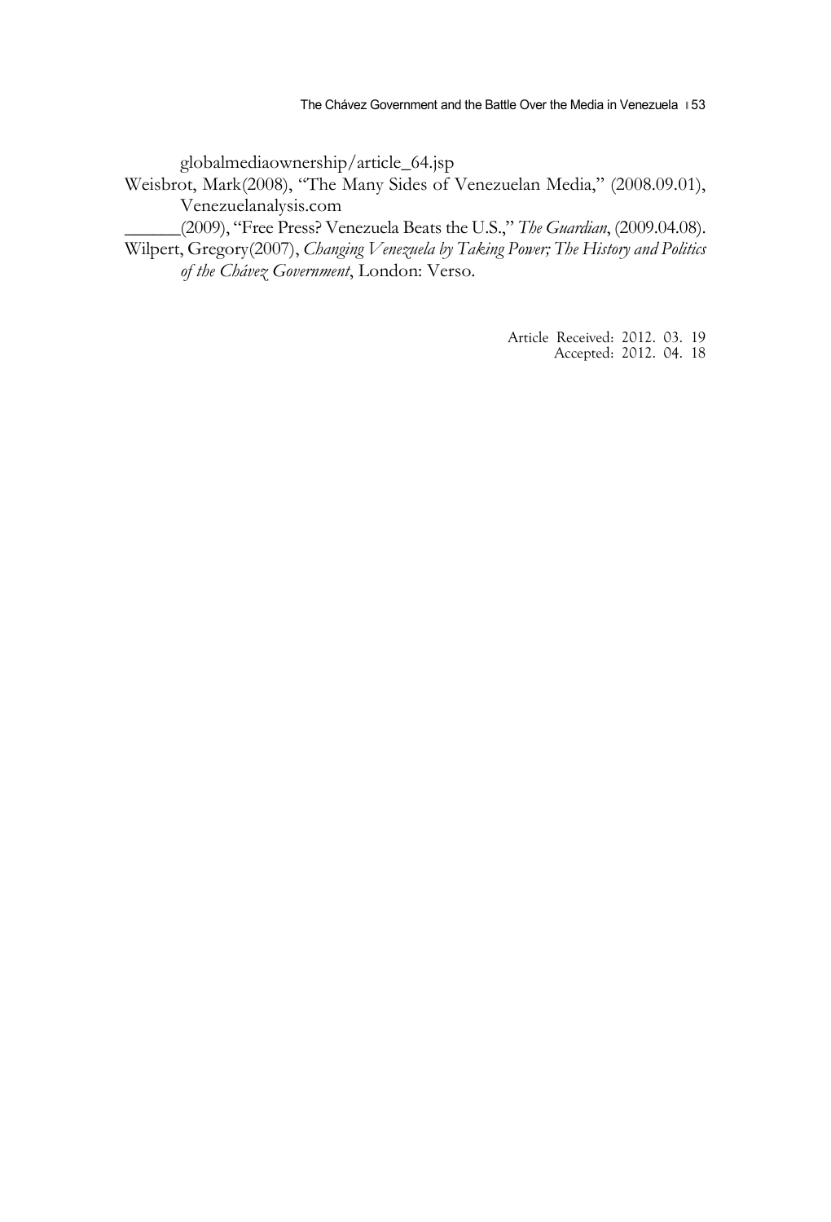globalmediaownership/article_64.jsp

Weisbrot, Mark(2008), "The Many Sides of Venezuelan Media," (2008.09.01), Venezuelanalysis.com

______(2009), "Free Press? Venezuela Beats the U.S.," *The Guardian*, (2009.04.08).

Wilpert, Gregory(2007), *Changing Venezuela by Taking Power; The History and Politics of the Chávez Government*, London: Verso.

Article Received: 2012. 03. 19
Accepted: 2012. 04. 18